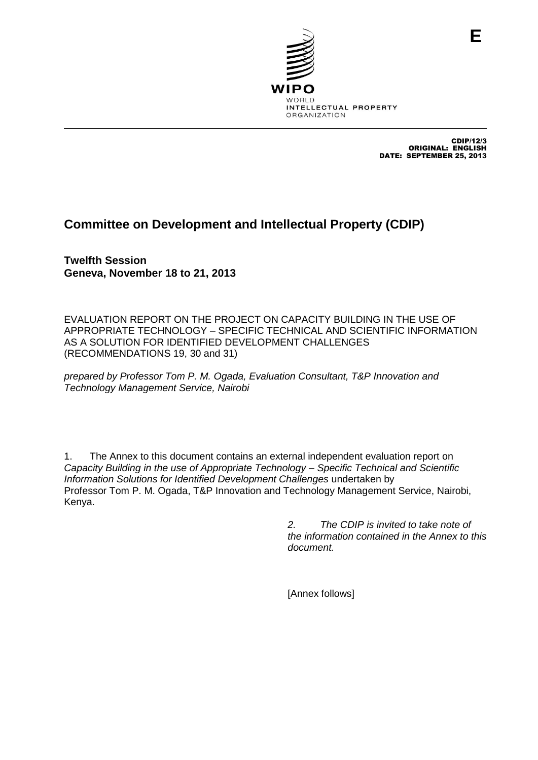E

WIPO

WORLD
INTELLECTUAL PROPERTY
ORGANIZATION

CDIP/12/3
ORIGINAL: ENGLISH
DATE: SEPTEMBER 25, 2013

# Committee on Development and Intellectual Property (CDIP)

**Twelfth Session**
**Geneva, November 18 to 21, 2013**

EVALUATION REPORT ON THE PROJECT ON CAPACITY BUILDING IN THE USE OF APPROPRIATE TECHNOLOGY – SPECIFIC TECHNICAL AND SCIENTIFIC INFORMATION AS A SOLUTION FOR IDENTIFIED DEVELOPMENT CHALLENGES (RECOMMENDATIONS 19, 30 and 31)

*prepared by Professor Tom P. M. Ogada, Evaluation Consultant, T&P Innovation and Technology Management Service, Nairobi*

1. The Annex to this document contains an external independent evaluation report on *Capacity Building in the use of Appropriate Technology – Specific Technical and Scientific Information Solutions for Identified Development Challenges* undertaken by Professor Tom P. M. Ogada, T&P Innovation and Technology Management Service, Nairobi, Kenya.

*2. The CDIP is invited to take note of the information contained in the Annex to this document.*

[Annex follows]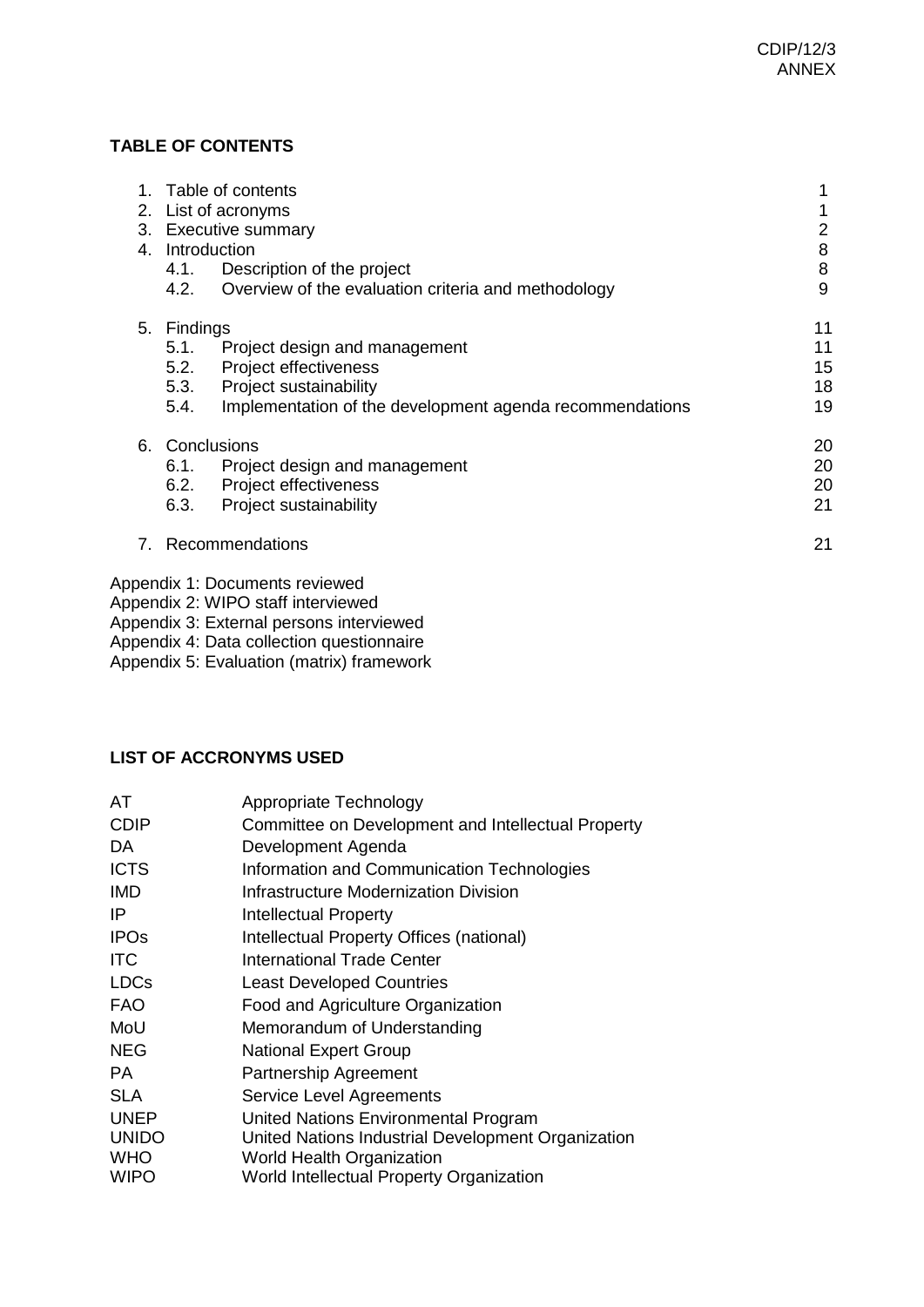**TABLE OF CONTENTS**

| | | |
|---|---|---|
| 1. | Table of contents | 1 |
| 2. | List of acronyms | 1 |
| 3. | Executive summary | 2 |
| 4. | Introduction | 8 |
| | 4.1. Description of the project | 8 |
| | 4.2. Overview of the evaluation criteria and methodology | 9 |
| 5. | Findings | 11 |
| | 5.1. Project design and management | 11 |
| | 5.2. Project effectiveness | 15 |
| | 5.3. Project sustainability | 18 |
| | 5.4. Implementation of the development agenda recommendations | 19 |
| 6. | Conclusions | 20 |
| | 6.1. Project design and management | 20 |
| | 6.2. Project effectiveness | 20 |
| | 6.3. Project sustainability | 21 |
| 7. | Recommendations | 21 |

Appendix 1: Documents reviewed
Appendix 2: WIPO staff interviewed
Appendix 3: External persons interviewed
Appendix 4: Data collection questionnaire
Appendix 5: Evaluation (matrix) framework

**LIST OF ACCRONYMS USED**

| | |
|---|---|
| AT | Appropriate Technology |
| CDIP | Committee on Development and Intellectual Property |
| DA | Development Agenda |
| ICTS | Information and Communication Technologies |
| IMD | Infrastructure Modernization Division |
| IP | Intellectual Property |
| IPOs | Intellectual Property Offices (national) |
| ITC | International Trade Center |
| LDCs | Least Developed Countries |
| FAO | Food and Agriculture Organization |
| MoU | Memorandum of Understanding |
| NEG | National Expert Group |
| PA | Partnership Agreement |
| SLA | Service Level Agreements |
| UNEP | United Nations Environmental Program |
| UNIDO | United Nations Industrial Development Organization |
| WHO | World Health Organization |
| WIPO | World Intellectual Property Organization |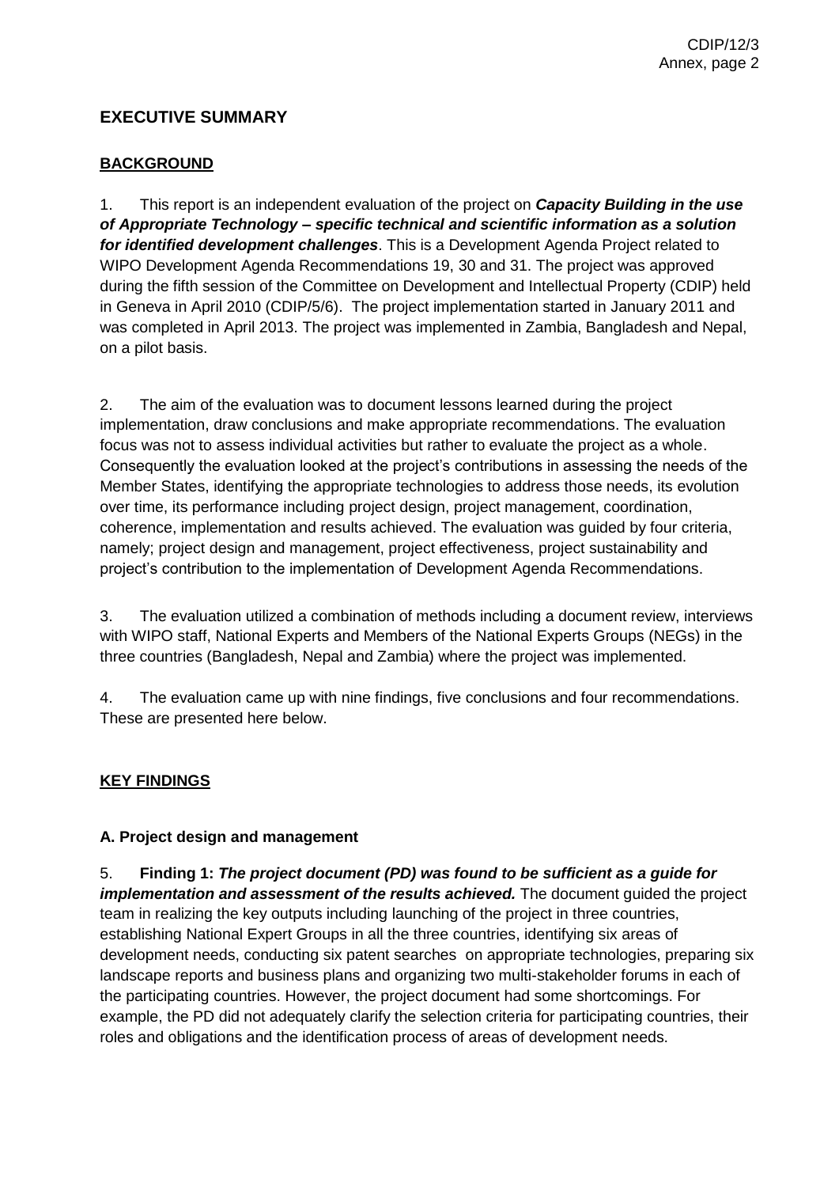## EXECUTIVE SUMMARY

### BACKGROUND

1. This report is an independent evaluation of the project on ***Capacity Building in the use of Appropriate Technology – specific technical and scientific information as a solution for identified development challenges***. This is a Development Agenda Project related to WIPO Development Agenda Recommendations 19, 30 and 31. The project was approved during the fifth session of the Committee on Development and Intellectual Property (CDIP) held in Geneva in April 2010 (CDIP/5/6). The project implementation started in January 2011 and was completed in April 2013. The project was implemented in Zambia, Bangladesh and Nepal, on a pilot basis.

2. The aim of the evaluation was to document lessons learned during the project implementation, draw conclusions and make appropriate recommendations. The evaluation focus was not to assess individual activities but rather to evaluate the project as a whole. Consequently the evaluation looked at the project's contributions in assessing the needs of the Member States, identifying the appropriate technologies to address those needs, its evolution over time, its performance including project design, project management, coordination, coherence, implementation and results achieved. The evaluation was guided by four criteria, namely; project design and management, project effectiveness, project sustainability and project's contribution to the implementation of Development Agenda Recommendations.

3. The evaluation utilized a combination of methods including a document review, interviews with WIPO staff, National Experts and Members of the National Experts Groups (NEGs) in the three countries (Bangladesh, Nepal and Zambia) where the project was implemented.

4. The evaluation came up with nine findings, five conclusions and four recommendations. These are presented here below.

### KEY FINDINGS

#### A. Project design and management

5. **Finding 1: *The project document (PD) was found to be sufficient as a guide for implementation and assessment of the results achieved.*** The document guided the project team in realizing the key outputs including launching of the project in three countries, establishing National Expert Groups in all the three countries, identifying six areas of development needs, conducting six patent searches on appropriate technologies, preparing six landscape reports and business plans and organizing two multi-stakeholder forums in each of the participating countries. However, the project document had some shortcomings. For example, the PD did not adequately clarify the selection criteria for participating countries, their roles and obligations and the identification process of areas of development needs.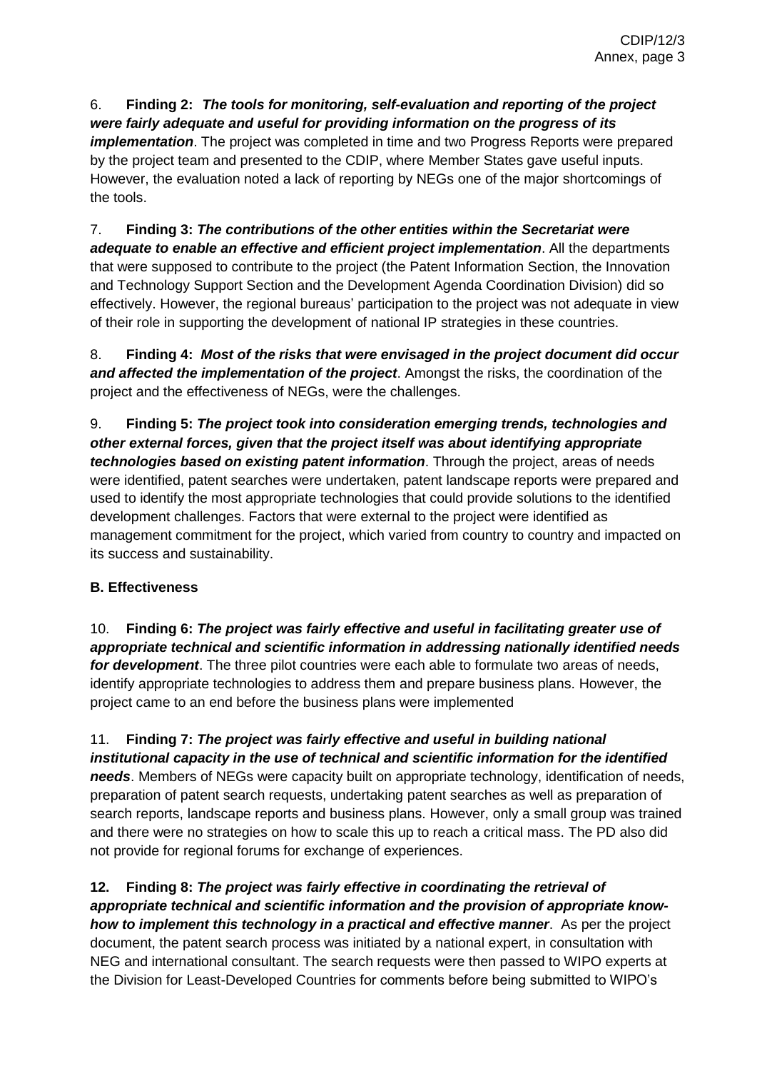6. **Finding 2:** ***The tools for monitoring, self-evaluation and reporting of the project were fairly adequate and useful for providing information on the progress of its implementation***. The project was completed in time and two Progress Reports were prepared by the project team and presented to the CDIP, where Member States gave useful inputs. However, the evaluation noted a lack of reporting by NEGs one of the major shortcomings of the tools.

7. **Finding 3:** ***The contributions of the other entities within the Secretariat were adequate to enable an effective and efficient project implementation***. All the departments that were supposed to contribute to the project (the Patent Information Section, the Innovation and Technology Support Section and the Development Agenda Coordination Division) did so effectively. However, the regional bureaus' participation to the project was not adequate in view of their role in supporting the development of national IP strategies in these countries.

8. **Finding 4:** ***Most of the risks that were envisaged in the project document did occur and affected the implementation of the project***. Amongst the risks, the coordination of the project and the effectiveness of NEGs, were the challenges.

9. **Finding 5:** ***The project took into consideration emerging trends, technologies and other external forces, given that the project itself was about identifying appropriate technologies based on existing patent information***. Through the project, areas of needs were identified, patent searches were undertaken, patent landscape reports were prepared and used to identify the most appropriate technologies that could provide solutions to the identified development challenges. Factors that were external to the project were identified as management commitment for the project, which varied from country to country and impacted on its success and sustainability.

**B. Effectiveness**

10. **Finding 6:** ***The project was fairly effective and useful in facilitating greater use of appropriate technical and scientific information in addressing nationally identified needs for development***. The three pilot countries were each able to formulate two areas of needs, identify appropriate technologies to address them and prepare business plans. However, the project came to an end before the business plans were implemented

11. **Finding 7:** ***The project was fairly effective and useful in building national institutional capacity in the use of technical and scientific information for the identified needs***. Members of NEGs were capacity built on appropriate technology, identification of needs, preparation of patent search requests, undertaking patent searches as well as preparation of search reports, landscape reports and business plans. However, only a small group was trained and there were no strategies on how to scale this up to reach a critical mass. The PD also did not provide for regional forums for exchange of experiences.

**12. Finding 8:** ***The project was fairly effective in coordinating the retrieval of appropriate technical and scientific information and the provision of appropriate know-how to implement this technology in a practical and effective manner***. As per the project document, the patent search process was initiated by a national expert, in consultation with NEG and international consultant. The search requests were then passed to WIPO experts at the Division for Least-Developed Countries for comments before being submitted to WIPO's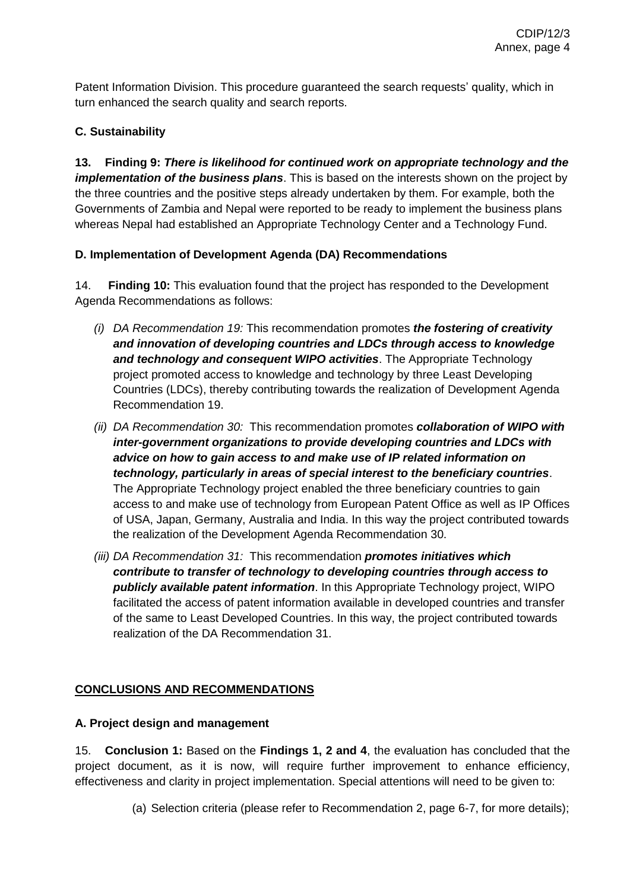Patent Information Division. This procedure guaranteed the search requests' quality, which in turn enhanced the search quality and search reports.

### C. Sustainability

13. **Finding 9:** ***There is likelihood for continued work on appropriate technology and the implementation of the business plans***. This is based on the interests shown on the project by the three countries and the positive steps already undertaken by them. For example, both the Governments of Zambia and Nepal were reported to be ready to implement the business plans whereas Nepal had established an Appropriate Technology Center and a Technology Fund.

### D. Implementation of Development Agenda (DA) Recommendations

14. **Finding 10:** This evaluation found that the project has responded to the Development Agenda Recommendations as follows:

*(i) DA Recommendation 19:* This recommendation promotes ***the fostering of creativity and innovation of developing countries and LDCs through access to knowledge and technology and consequent WIPO activities***. The Appropriate Technology project promoted access to knowledge and technology by three Least Developing Countries (LDCs), thereby contributing towards the realization of Development Agenda Recommendation 19.

*(ii) DA Recommendation 30:* This recommendation promotes ***collaboration of WIPO with inter-government organizations to provide developing countries and LDCs with advice on how to gain access to and make use of IP related information on technology, particularly in areas of special interest to the beneficiary countries***. The Appropriate Technology project enabled the three beneficiary countries to gain access to and make use of technology from European Patent Office as well as IP Offices of USA, Japan, Germany, Australia and India. In this way the project contributed towards the realization of the Development Agenda Recommendation 30.

*(iii) DA Recommendation 31:* This recommendation ***promotes initiatives which contribute to transfer of technology to developing countries through access to publicly available patent information***. In this Appropriate Technology project, WIPO facilitated the access of patent information available in developed countries and transfer of the same to Least Developed Countries. In this way, the project contributed towards realization of the DA Recommendation 31.

## CONCLUSIONS AND RECOMMENDATIONS

### A. Project design and management

15. **Conclusion 1:** Based on the **Findings 1, 2 and 4**, the evaluation has concluded that the project document, as it is now, will require further improvement to enhance efficiency, effectiveness and clarity in project implementation. Special attentions will need to be given to:

(a) Selection criteria (please refer to Recommendation 2, page 6-7, for more details);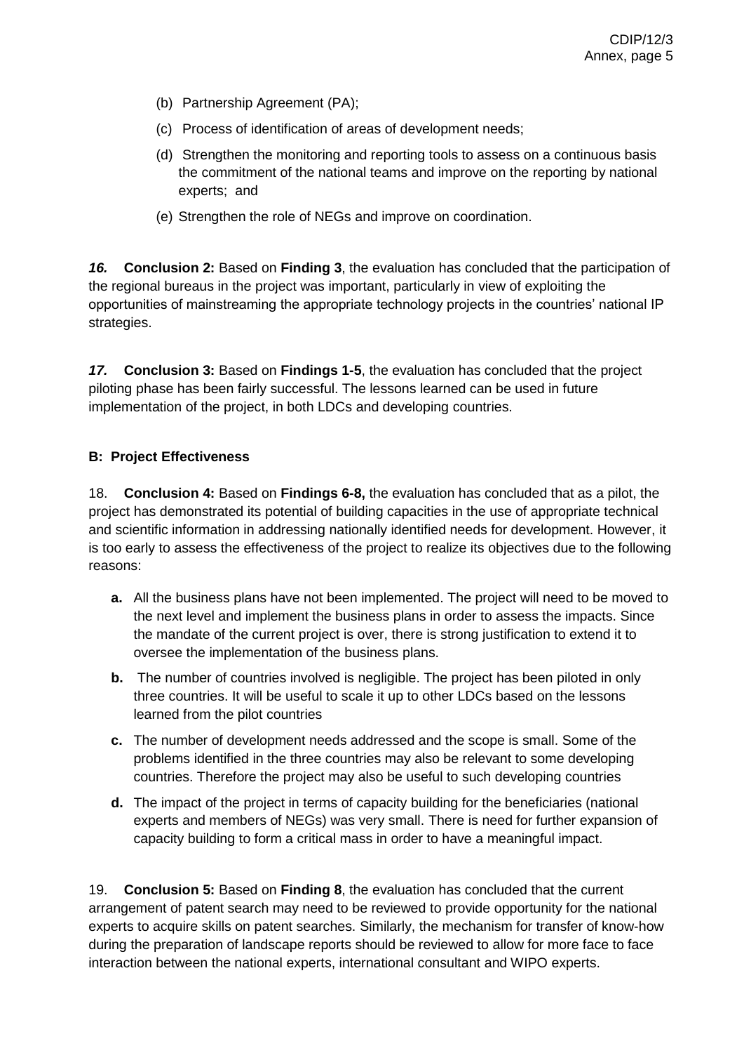(b) Partnership Agreement (PA);

(c) Process of identification of areas of development needs;

(d) Strengthen the monitoring and reporting tools to assess on a continuous basis the commitment of the national teams and improve on the reporting by national experts; and

(e) Strengthen the role of NEGs and improve on coordination.

***16.*** **Conclusion 2:** Based on **Finding 3**, the evaluation has concluded that the participation of the regional bureaus in the project was important, particularly in view of exploiting the opportunities of mainstreaming the appropriate technology projects in the countries' national IP strategies.

***17.*** **Conclusion 3:** Based on **Findings 1-5**, the evaluation has concluded that the project piloting phase has been fairly successful. The lessons learned can be used in future implementation of the project, in both LDCs and developing countries.

**B: Project Effectiveness**

18. **Conclusion 4:** Based on **Findings 6-8,** the evaluation has concluded that as a pilot, the project has demonstrated its potential of building capacities in the use of appropriate technical and scientific information in addressing nationally identified needs for development. However, it is too early to assess the effectiveness of the project to realize its objectives due to the following reasons:

**a.** All the business plans have not been implemented. The project will need to be moved to the next level and implement the business plans in order to assess the impacts. Since the mandate of the current project is over, there is strong justification to extend it to oversee the implementation of the business plans.

**b.** The number of countries involved is negligible. The project has been piloted in only three countries. It will be useful to scale it up to other LDCs based on the lessons learned from the pilot countries

**c.** The number of development needs addressed and the scope is small. Some of the problems identified in the three countries may also be relevant to some developing countries. Therefore the project may also be useful to such developing countries

**d.** The impact of the project in terms of capacity building for the beneficiaries (national experts and members of NEGs) was very small. There is need for further expansion of capacity building to form a critical mass in order to have a meaningful impact.

19. **Conclusion 5:** Based on **Finding 8**, the evaluation has concluded that the current arrangement of patent search may need to be reviewed to provide opportunity for the national experts to acquire skills on patent searches. Similarly, the mechanism for transfer of know-how during the preparation of landscape reports should be reviewed to allow for more face to face interaction between the national experts, international consultant and WIPO experts.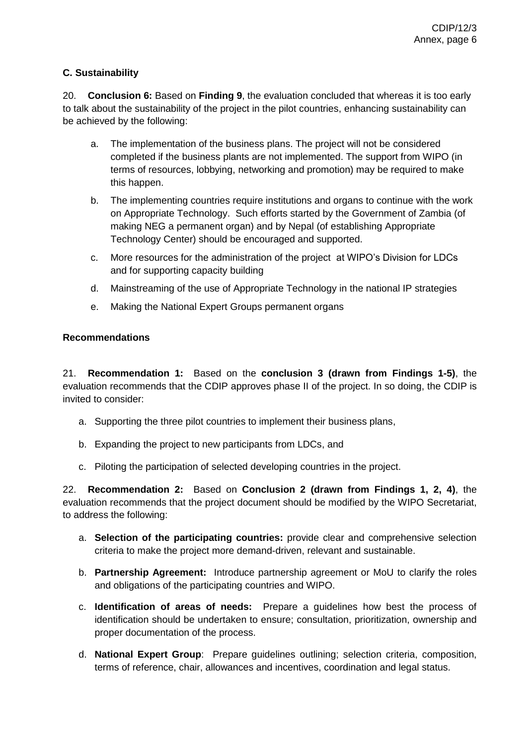### C. Sustainability

20. **Conclusion 6:** Based on **Finding 9**, the evaluation concluded that whereas it is too early to talk about the sustainability of the project in the pilot countries, enhancing sustainability can be achieved by the following:

a. The implementation of the business plans. The project will not be considered completed if the business plants are not implemented. The support from WIPO (in terms of resources, lobbying, networking and promotion) may be required to make this happen.

b. The implementing countries require institutions and organs to continue with the work on Appropriate Technology. Such efforts started by the Government of Zambia (of making NEG a permanent organ) and by Nepal (of establishing Appropriate Technology Center) should be encouraged and supported.

c. More resources for the administration of the project at WIPO's Division for LDCs and for supporting capacity building

d. Mainstreaming of the use of Appropriate Technology in the national IP strategies

e. Making the National Expert Groups permanent organs

### Recommendations

21. **Recommendation 1:** Based on the **conclusion 3 (drawn from Findings 1-5)**, the evaluation recommends that the CDIP approves phase II of the project. In so doing, the CDIP is invited to consider:

a. Supporting the three pilot countries to implement their business plans,

b. Expanding the project to new participants from LDCs, and

c. Piloting the participation of selected developing countries in the project.

22. **Recommendation 2:** Based on **Conclusion 2 (drawn from Findings 1, 2, 4)**, the evaluation recommends that the project document should be modified by the WIPO Secretariat, to address the following:

a. **Selection of the participating countries:** provide clear and comprehensive selection criteria to make the project more demand-driven, relevant and sustainable.

b. **Partnership Agreement:** Introduce partnership agreement or MoU to clarify the roles and obligations of the participating countries and WIPO.

c. **Identification of areas of needs:** Prepare a guidelines how best the process of identification should be undertaken to ensure; consultation, prioritization, ownership and proper documentation of the process.

d. **National Expert Group**: Prepare guidelines outlining; selection criteria, composition, terms of reference, chair, allowances and incentives, coordination and legal status.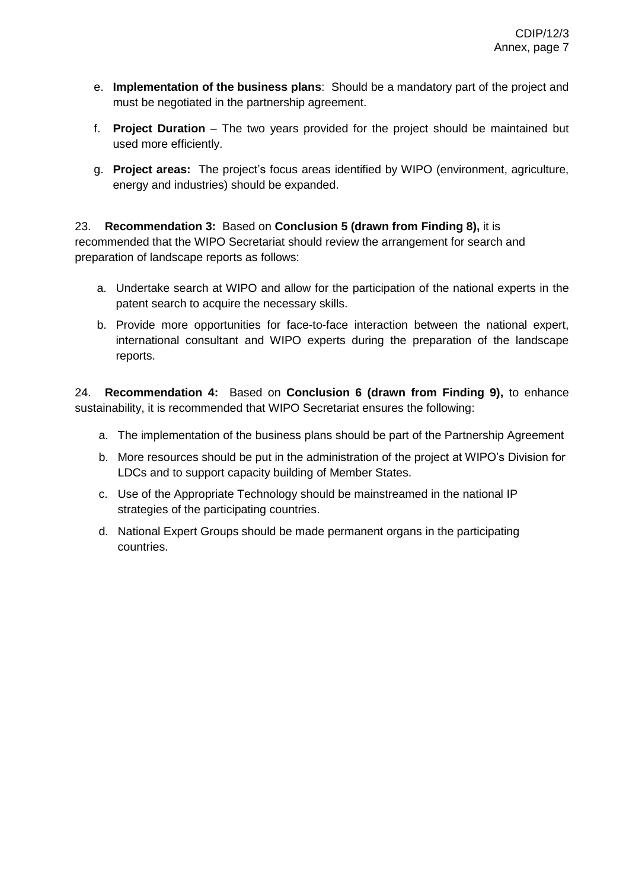e. **Implementation of the business plans**: Should be a mandatory part of the project and must be negotiated in the partnership agreement.

f. **Project Duration** – The two years provided for the project should be maintained but used more efficiently.

g. **Project areas:** The project's focus areas identified by WIPO (environment, agriculture, energy and industries) should be expanded.

23. **Recommendation 3:** Based on **Conclusion 5 (drawn from Finding 8),** it is recommended that the WIPO Secretariat should review the arrangement for search and preparation of landscape reports as follows:

a. Undertake search at WIPO and allow for the participation of the national experts in the patent search to acquire the necessary skills.

b. Provide more opportunities for face-to-face interaction between the national expert, international consultant and WIPO experts during the preparation of the landscape reports.

24. **Recommendation 4:** Based on **Conclusion 6 (drawn from Finding 9),** to enhance sustainability, it is recommended that WIPO Secretariat ensures the following:

a. The implementation of the business plans should be part of the Partnership Agreement

b. More resources should be put in the administration of the project at WIPO's Division for LDCs and to support capacity building of Member States.

c. Use of the Appropriate Technology should be mainstreamed in the national IP strategies of the participating countries.

d. National Expert Groups should be made permanent organs in the participating countries.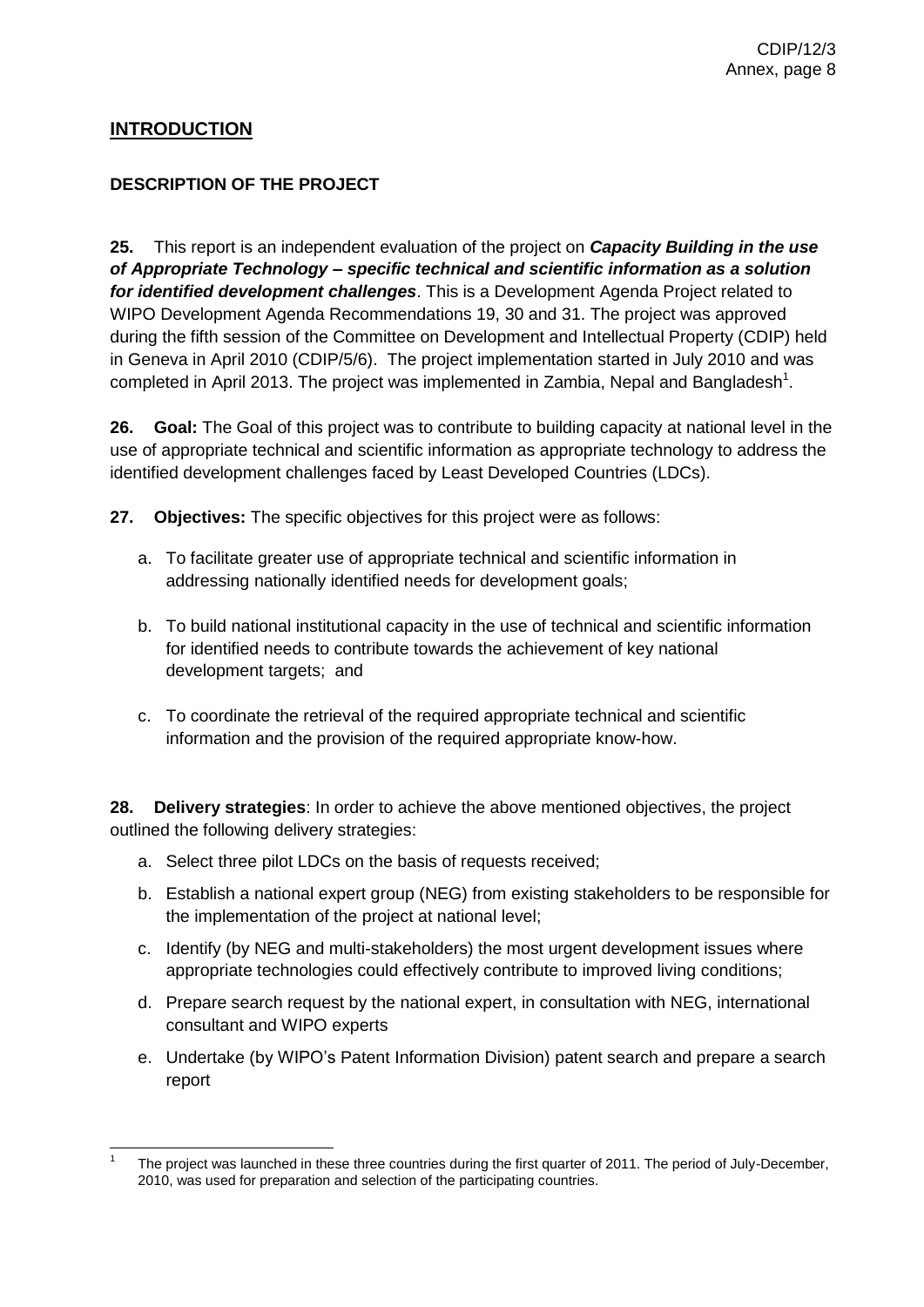## INTRODUCTION

### DESCRIPTION OF THE PROJECT

**25.** This report is an independent evaluation of the project on ***Capacity Building in the use of Appropriate Technology – specific technical and scientific information as a solution for identified development challenges***. This is a Development Agenda Project related to WIPO Development Agenda Recommendations 19, 30 and 31. The project was approved during the fifth session of the Committee on Development and Intellectual Property (CDIP) held in Geneva in April 2010 (CDIP/5/6). The project implementation started in July 2010 and was completed in April 2013. The project was implemented in Zambia, Nepal and Bangladesh[1].

**26. Goal:** The Goal of this project was to contribute to building capacity at national level in the use of appropriate technical and scientific information as appropriate technology to address the identified development challenges faced by Least Developed Countries (LDCs).

**27. Objectives:** The specific objectives for this project were as follows:

a. To facilitate greater use of appropriate technical and scientific information in addressing nationally identified needs for development goals;

b. To build national institutional capacity in the use of technical and scientific information for identified needs to contribute towards the achievement of key national development targets; and

c. To coordinate the retrieval of the required appropriate technical and scientific information and the provision of the required appropriate know-how.

**28. Delivery strategies**: In order to achieve the above mentioned objectives, the project outlined the following delivery strategies:

a. Select three pilot LDCs on the basis of requests received;

b. Establish a national expert group (NEG) from existing stakeholders to be responsible for the implementation of the project at national level;

c. Identify (by NEG and multi-stakeholders) the most urgent development issues where appropriate technologies could effectively contribute to improved living conditions;

d. Prepare search request by the national expert, in consultation with NEG, international consultant and WIPO experts

e. Undertake (by WIPO's Patent Information Division) patent search and prepare a search report

---

[1] The project was launched in these three countries during the first quarter of 2011. The period of July-December, 2010, was used for preparation and selection of the participating countries.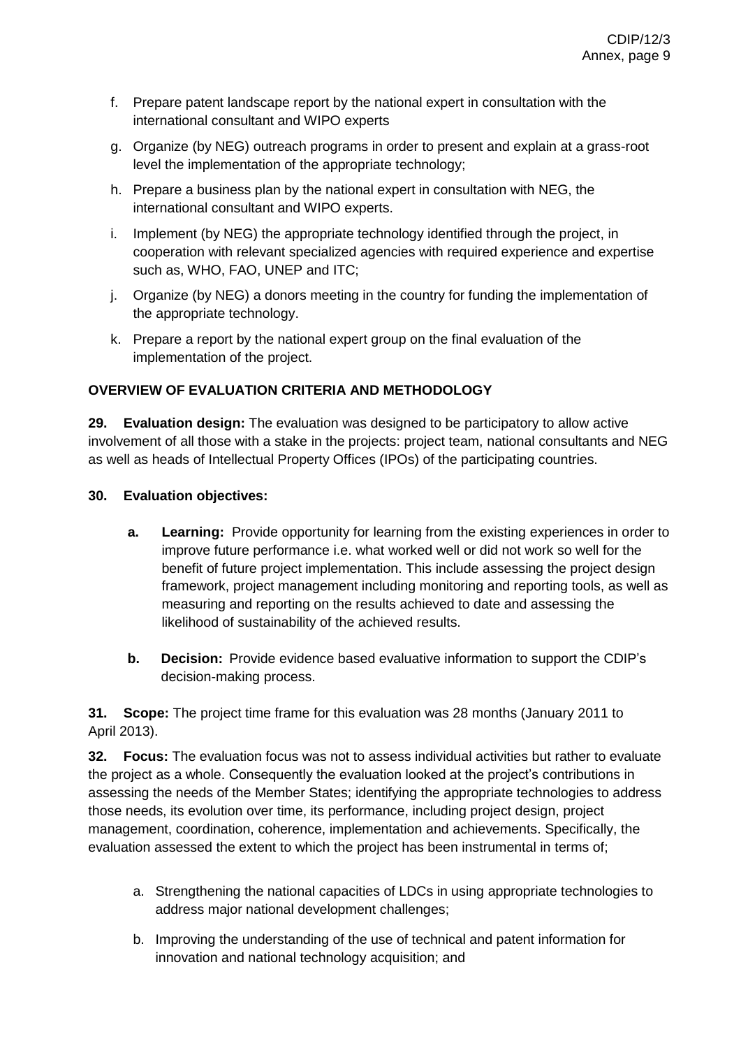f. Prepare patent landscape report by the national expert in consultation with the international consultant and WIPO experts

g. Organize (by NEG) outreach programs in order to present and explain at a grass-root level the implementation of the appropriate technology;

h. Prepare a business plan by the national expert in consultation with NEG, the international consultant and WIPO experts.

i. Implement (by NEG) the appropriate technology identified through the project, in cooperation with relevant specialized agencies with required experience and expertise such as, WHO, FAO, UNEP and ITC;

j. Organize (by NEG) a donors meeting in the country for funding the implementation of the appropriate technology.

k. Prepare a report by the national expert group on the final evaluation of the implementation of the project.

**OVERVIEW OF EVALUATION CRITERIA AND METHODOLOGY**

**29. Evaluation design:** The evaluation was designed to be participatory to allow active involvement of all those with a stake in the projects: project team, national consultants and NEG as well as heads of Intellectual Property Offices (IPOs) of the participating countries.

**30. Evaluation objectives:**

**a. Learning:** Provide opportunity for learning from the existing experiences in order to improve future performance i.e. what worked well or did not work so well for the benefit of future project implementation. This include assessing the project design framework, project management including monitoring and reporting tools, as well as measuring and reporting on the results achieved to date and assessing the likelihood of sustainability of the achieved results.

**b. Decision:** Provide evidence based evaluative information to support the CDIP's decision-making process.

**31. Scope:** The project time frame for this evaluation was 28 months (January 2011 to April 2013).

**32. Focus:** The evaluation focus was not to assess individual activities but rather to evaluate the project as a whole. Consequently the evaluation looked at the project's contributions in assessing the needs of the Member States; identifying the appropriate technologies to address those needs, its evolution over time, its performance, including project design, project management, coordination, coherence, implementation and achievements. Specifically, the evaluation assessed the extent to which the project has been instrumental in terms of;

a. Strengthening the national capacities of LDCs in using appropriate technologies to address major national development challenges;

b. Improving the understanding of the use of technical and patent information for innovation and national technology acquisition; and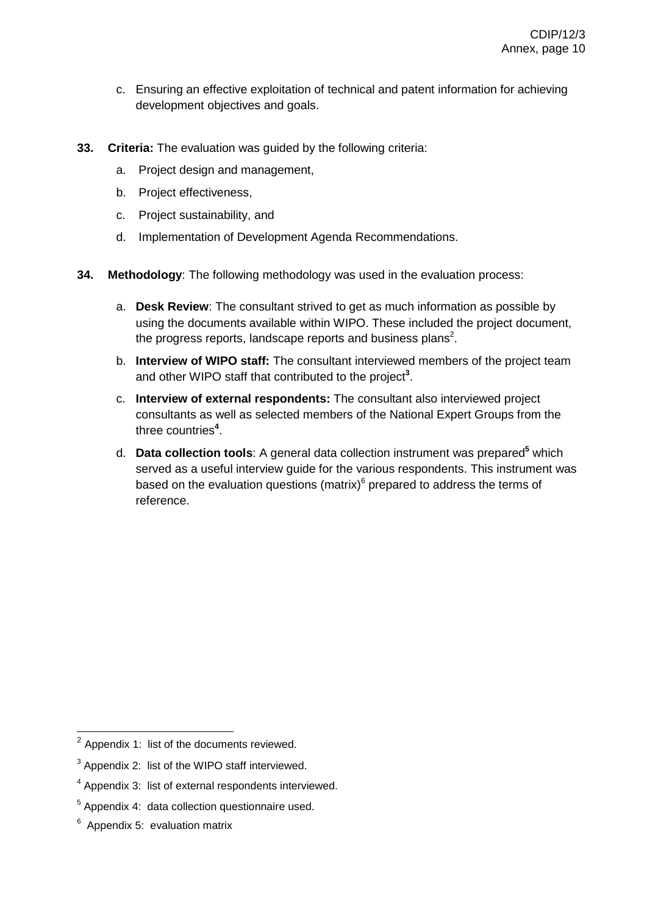c. Ensuring an effective exploitation of technical and patent information for achieving development objectives and goals.

**33. Criteria:** The evaluation was guided by the following criteria:

a. Project design and management,

b. Project effectiveness,

c. Project sustainability, and

d. Implementation of Development Agenda Recommendations.

**34. Methodology**: The following methodology was used in the evaluation process:

a. **Desk Review**: The consultant strived to get as much information as possible by using the documents available within WIPO. These included the project document, the progress reports, landscape reports and business plans[2].

b. **Interview of WIPO staff:** The consultant interviewed members of the project team and other WIPO staff that contributed to the project[3].

c. **Interview of external respondents:** The consultant also interviewed project consultants as well as selected members of the National Expert Groups from the three countries[4].

d. **Data collection tools**: A general data collection instrument was prepared[5] which served as a useful interview guide for the various respondents. This instrument was based on the evaluation questions (matrix)[6] prepared to address the terms of reference.

---

[2] Appendix 1: list of the documents reviewed.

[3] Appendix 2: list of the WIPO staff interviewed.

[4] Appendix 3: list of external respondents interviewed.

[5] Appendix 4: data collection questionnaire used.

[6] Appendix 5: evaluation matrix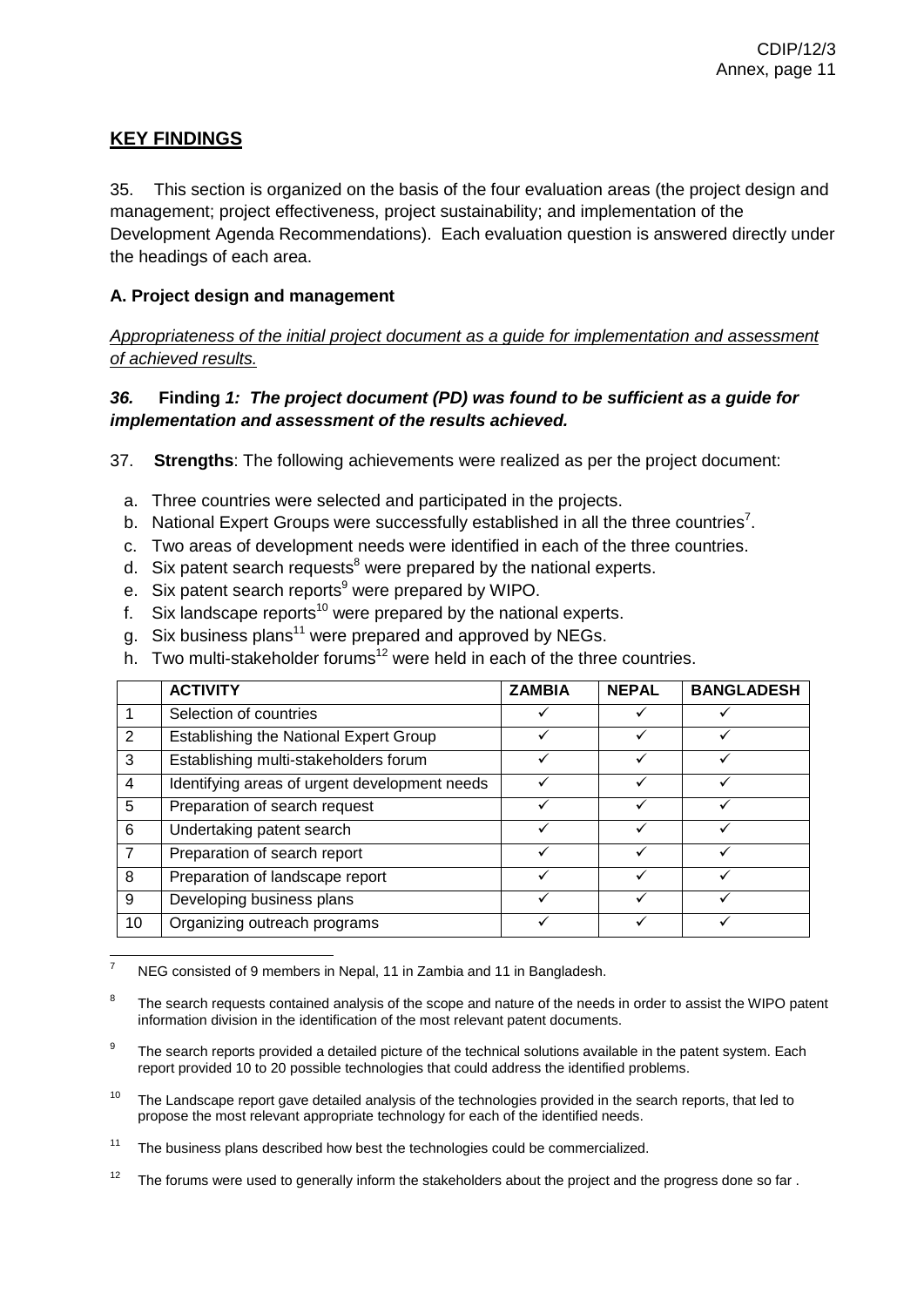## KEY FINDINGS

35. This section is organized on the basis of the four evaluation areas (the project design and management; project effectiveness, project sustainability; and implementation of the Development Agenda Recommendations). Each evaluation question is answered directly under the headings of each area.

### A. Project design and management

_Appropriateness of the initial project document as a guide for implementation and assessment of achieved results._

***36.*** **Finding *1: The project document (PD) was found to be sufficient as a guide for implementation and assessment of the results achieved.***

37. **Strengths**: The following achievements were realized as per the project document:

a. Three countries were selected and participated in the projects.
b. National Expert Groups were successfully established in all the three countries[7].
c. Two areas of development needs were identified in each of the three countries.
d. Six patent search requests[8] were prepared by the national experts.
e. Six patent search reports[9] were prepared by WIPO.
f. Six landscape reports[10] were prepared by the national experts.
g. Six business plans[11] were prepared and approved by NEGs.
h. Two multi-stakeholder forums[12] were held in each of the three countries.

| | ACTIVITY | ZAMBIA | NEPAL | BANGLADESH |
|---|---|---|---|---|
| 1 | Selection of countries | ✓ | ✓ | ✓ |
| 2 | Establishing the National Expert Group | ✓ | ✓ | ✓ |
| 3 | Establishing multi-stakeholders forum | ✓ | ✓ | ✓ |
| 4 | Identifying areas of urgent development needs | ✓ | ✓ | ✓ |
| 5 | Preparation of search request | ✓ | ✓ | ✓ |
| 6 | Undertaking patent search | ✓ | ✓ | ✓ |
| 7 | Preparation of search report | ✓ | ✓ | ✓ |
| 8 | Preparation of landscape report | ✓ | ✓ | ✓ |
| 9 | Developing business plans | ✓ | ✓ | ✓ |
| 10 | Organizing outreach programs | ✓ | ✓ | ✓ |

---

[7] NEG consisted of 9 members in Nepal, 11 in Zambia and 11 in Bangladesh.

[8] The search requests contained analysis of the scope and nature of the needs in order to assist the WIPO patent information division in the identification of the most relevant patent documents.

[9] The search reports provided a detailed picture of the technical solutions available in the patent system. Each report provided 10 to 20 possible technologies that could address the identified problems.

[10] The Landscape report gave detailed analysis of the technologies provided in the search reports, that led to propose the most relevant appropriate technology for each of the identified needs.

[11] The business plans described how best the technologies could be commercialized.

[12] The forums were used to generally inform the stakeholders about the project and the progress done so far .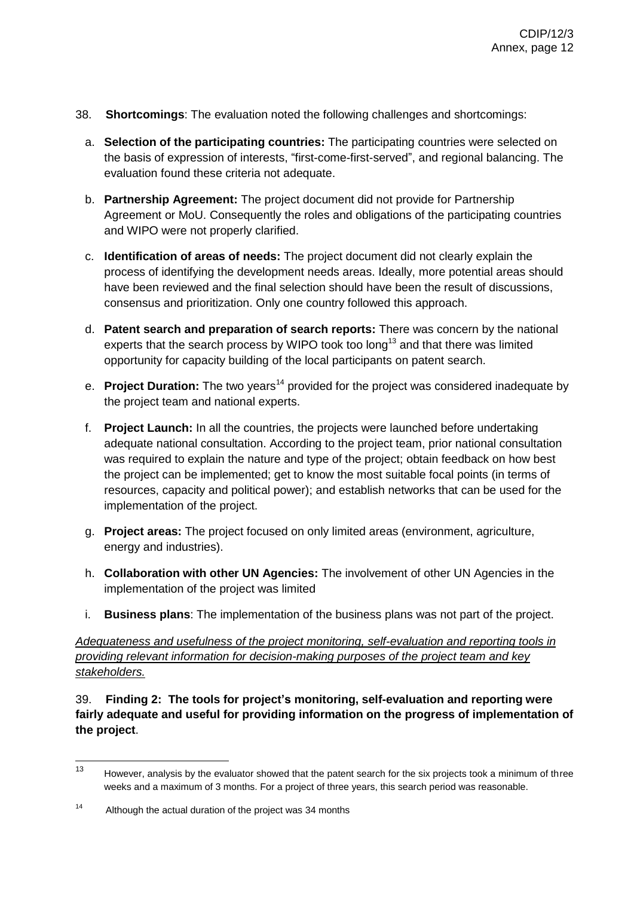38. **Shortcomings**: The evaluation noted the following challenges and shortcomings:

a. **Selection of the participating countries:** The participating countries were selected on the basis of expression of interests, "first-come-first-served", and regional balancing. The evaluation found these criteria not adequate.

b. **Partnership Agreement:** The project document did not provide for Partnership Agreement or MoU. Consequently the roles and obligations of the participating countries and WIPO were not properly clarified.

c. **Identification of areas of needs:** The project document did not clearly explain the process of identifying the development needs areas. Ideally, more potential areas should have been reviewed and the final selection should have been the result of discussions, consensus and prioritization. Only one country followed this approach.

d. **Patent search and preparation of search reports:** There was concern by the national experts that the search process by WIPO took too long[13] and that there was limited opportunity for capacity building of the local participants on patent search.

e. **Project Duration:** The two years[14] provided for the project was considered inadequate by the project team and national experts.

f. **Project Launch:** In all the countries, the projects were launched before undertaking adequate national consultation. According to the project team, prior national consultation was required to explain the nature and type of the project; obtain feedback on how best the project can be implemented; get to know the most suitable focal points (in terms of resources, capacity and political power); and establish networks that can be used for the implementation of the project.

g. **Project areas:** The project focused on only limited areas (environment, agriculture, energy and industries).

h. **Collaboration with other UN Agencies:** The involvement of other UN Agencies in the implementation of the project was limited

i. **Business plans**: The implementation of the business plans was not part of the project.

_Adequateness and usefulness of the project monitoring, self-evaluation and reporting tools in providing relevant information for decision-making purposes of the project team and key stakeholders._

39. **Finding 2: The tools for project's monitoring, self-evaluation and reporting were fairly adequate and useful for providing information on the progress of implementation of the project**.

---

[13] However, analysis by the evaluator showed that the patent search for the six projects took a minimum of three weeks and a maximum of 3 months. For a project of three years, this search period was reasonable.

[14] Although the actual duration of the project was 34 months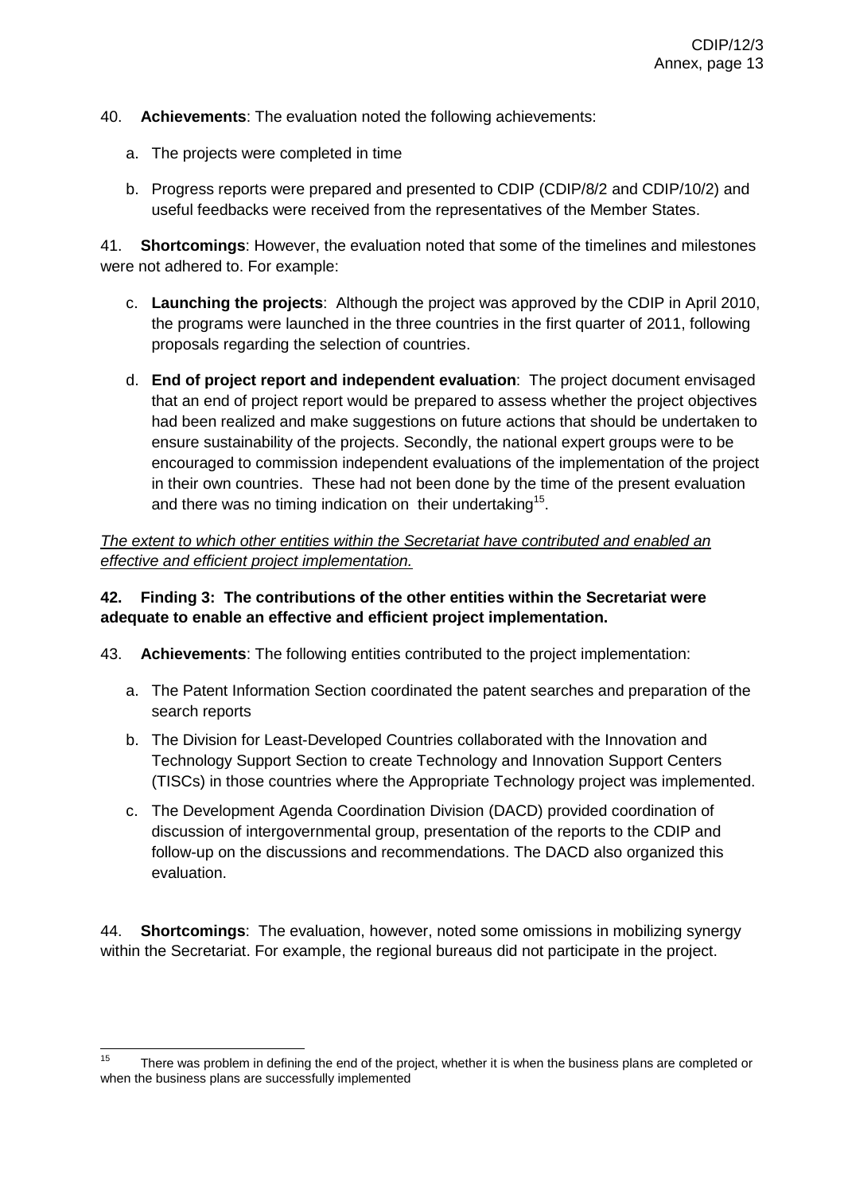40. **Achievements**: The evaluation noted the following achievements:

   a. The projects were completed in time

   b. Progress reports were prepared and presented to CDIP (CDIP/8/2 and CDIP/10/2) and useful feedbacks were received from the representatives of the Member States.

41. **Shortcomings**: However, the evaluation noted that some of the timelines and milestones were not adhered to. For example:

   c. **Launching the projects**: Although the project was approved by the CDIP in April 2010, the programs were launched in the three countries in the first quarter of 2011, following proposals regarding the selection of countries.

   d. **End of project report and independent evaluation**: The project document envisaged that an end of project report would be prepared to assess whether the project objectives had been realized and make suggestions on future actions that should be undertaken to ensure sustainability of the projects. Secondly, the national expert groups were to be encouraged to commission independent evaluations of the implementation of the project in their own countries. These had not been done by the time of the present evaluation and there was no timing indication on their undertaking[15].

<u>*The extent to which other entities within the Secretariat have contributed and enabled an effective and efficient project implementation.*</u>

**42. Finding 3: The contributions of the other entities within the Secretariat were adequate to enable an effective and efficient project implementation.**

43. **Achievements**: The following entities contributed to the project implementation:

   a. The Patent Information Section coordinated the patent searches and preparation of the search reports

   b. The Division for Least-Developed Countries collaborated with the Innovation and Technology Support Section to create Technology and Innovation Support Centers (TISCs) in those countries where the Appropriate Technology project was implemented.

   c. The Development Agenda Coordination Division (DACD) provided coordination of discussion of intergovernmental group, presentation of the reports to the CDIP and follow-up on the discussions and recommendations. The DACD also organized this evaluation.

44. **Shortcomings**: The evaluation, however, noted some omissions in mobilizing synergy within the Secretariat. For example, the regional bureaus did not participate in the project.

---

[15] There was problem in defining the end of the project, whether it is when the business plans are completed or when the business plans are successfully implemented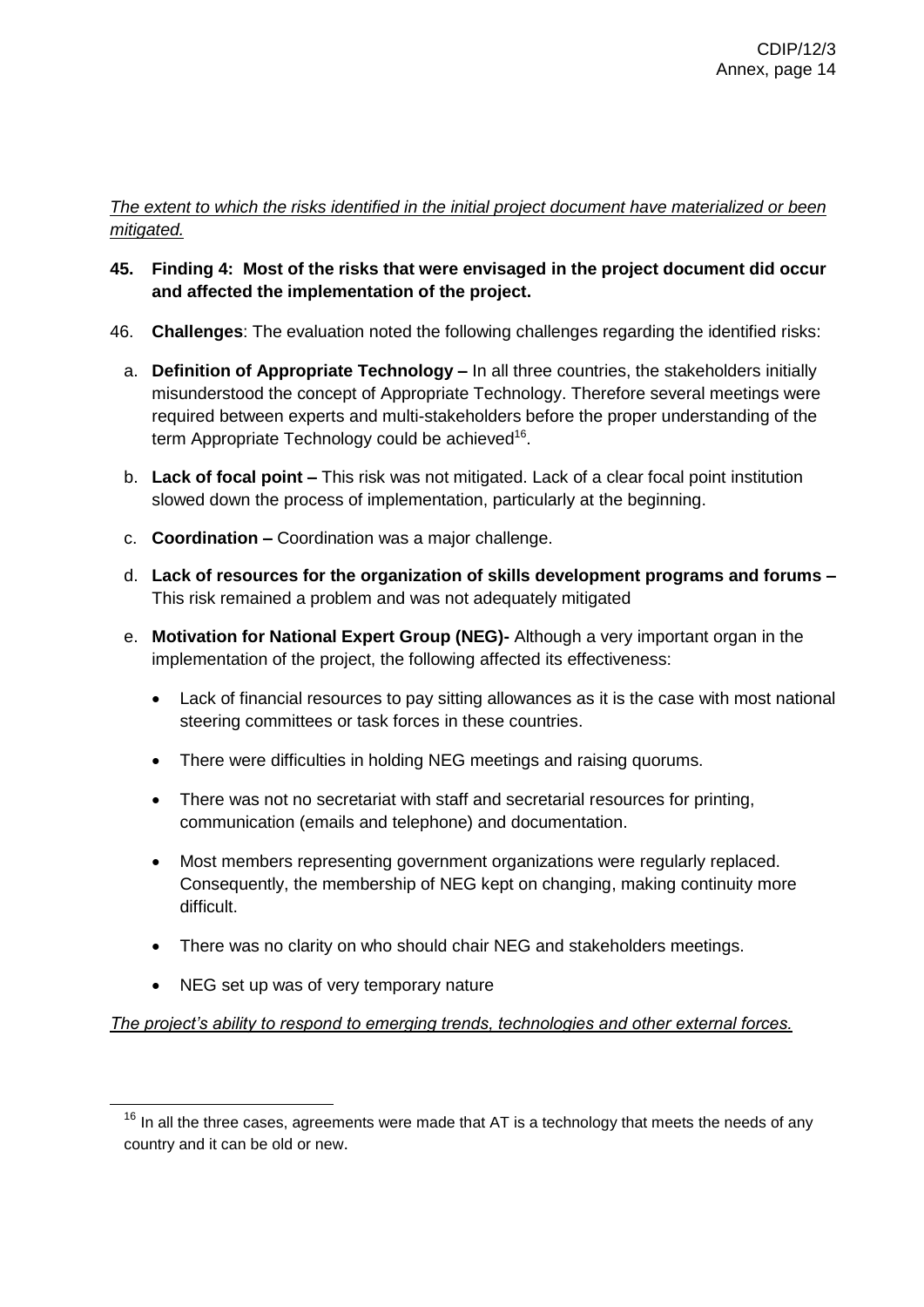*The extent to which the risks identified in the initial project document have materialized or been mitigated.*

45. **Finding 4: Most of the risks that were envisaged in the project document did occur and affected the implementation of the project.**

46. **Challenges**: The evaluation noted the following challenges regarding the identified risks:

a. **Definition of Appropriate Technology –** In all three countries, the stakeholders initially misunderstood the concept of Appropriate Technology. Therefore several meetings were required between experts and multi-stakeholders before the proper understanding of the term Appropriate Technology could be achieved[16].

b. **Lack of focal point –** This risk was not mitigated. Lack of a clear focal point institution slowed down the process of implementation, particularly at the beginning.

c. **Coordination –** Coordination was a major challenge.

d. **Lack of resources for the organization of skills development programs and forums –** This risk remained a problem and was not adequately mitigated

e. **Motivation for National Expert Group (NEG)-** Although a very important organ in the implementation of the project, the following affected its effectiveness:

- Lack of financial resources to pay sitting allowances as it is the case with most national steering committees or task forces in these countries.
- There were difficulties in holding NEG meetings and raising quorums.
- There was not no secretariat with staff and secretarial resources for printing, communication (emails and telephone) and documentation.
- Most members representing government organizations were regularly replaced. Consequently, the membership of NEG kept on changing, making continuity more difficult.
- There was no clarity on who should chair NEG and stakeholders meetings.
- NEG set up was of very temporary nature

*The project's ability to respond to emerging trends, technologies and other external forces.*

[16] In all the three cases, agreements were made that AT is a technology that meets the needs of any country and it can be old or new.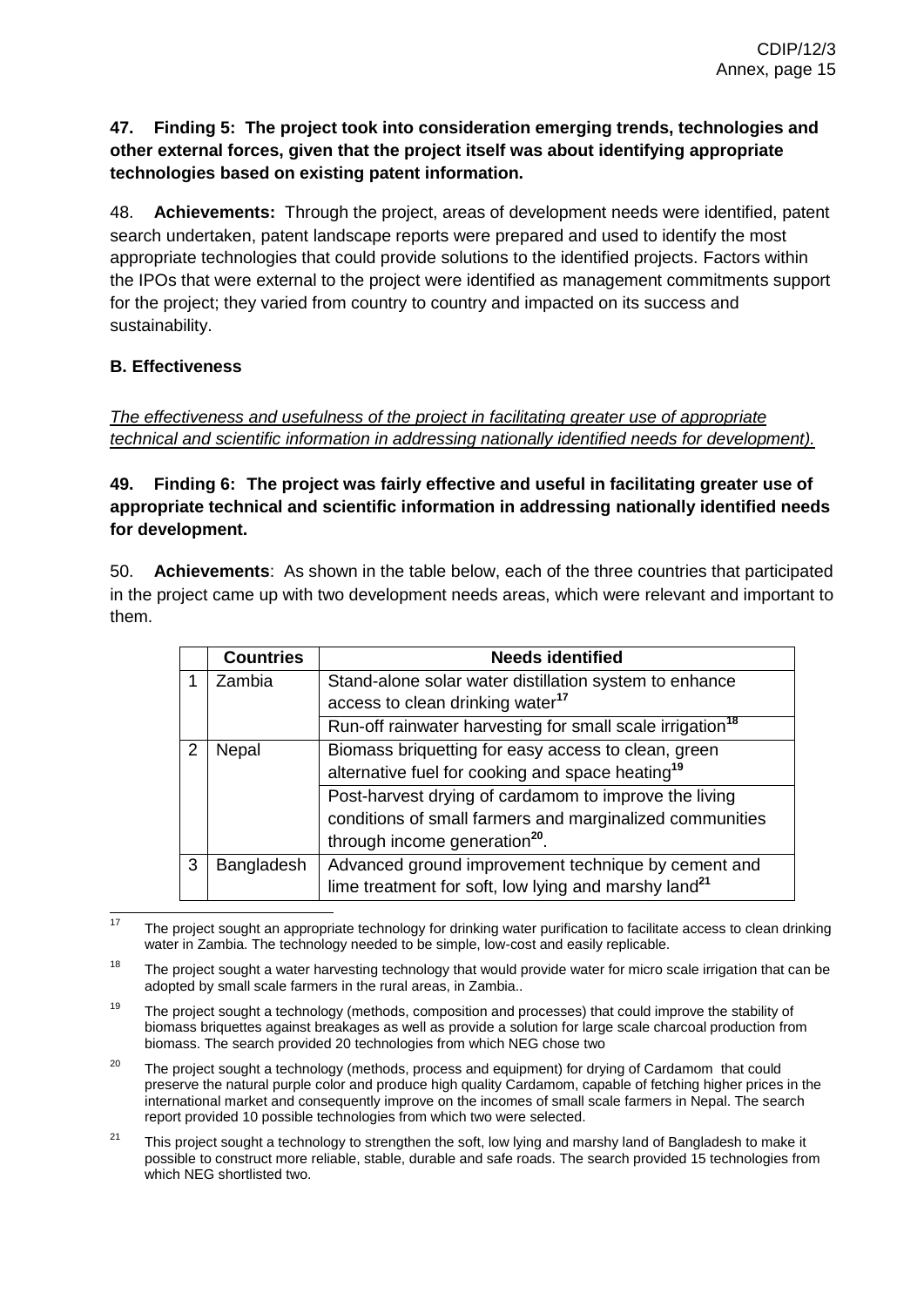**47. Finding 5: The project took into consideration emerging trends, technologies and other external forces, given that the project itself was about identifying appropriate technologies based on existing patent information.**

48. **Achievements:** Through the project, areas of development needs were identified, patent search undertaken, patent landscape reports were prepared and used to identify the most appropriate technologies that could provide solutions to the identified projects. Factors within the IPOs that were external to the project were identified as management commitments support for the project; they varied from country to country and impacted on its success and sustainability.

**B. Effectiveness**

<u>*The effectiveness and usefulness of the project in facilitating greater use of appropriate technical and scientific information in addressing nationally identified needs for development).*</u>

**49. Finding 6: The project was fairly effective and useful in facilitating greater use of appropriate technical and scientific information in addressing nationally identified needs for development.**

50. **Achievements**: As shown in the table below, each of the three countries that participated in the project came up with two development needs areas, which were relevant and important to them.

| | **Countries** | **Needs identified** |
|---|---|---|
| 1 | Zambia | Stand-alone solar water distillation system to enhance access to clean drinking water[17] |
| | | Run-off rainwater harvesting for small scale irrigation[18] |
| 2 | Nepal | Biomass briquetting for easy access to clean, green alternative fuel for cooking and space heating[19] |
| | | Post-harvest drying of cardamom to improve the living conditions of small farmers and marginalized communities through income generation[20]. |
| 3 | Bangladesh | Advanced ground improvement technique by cement and lime treatment for soft, low lying and marshy land[21] |

[17] The project sought an appropriate technology for drinking water purification to facilitate access to clean drinking water in Zambia. The technology needed to be simple, low-cost and easily replicable.

[18] The project sought a water harvesting technology that would provide water for micro scale irrigation that can be adopted by small scale farmers in the rural areas, in Zambia..

[19] The project sought a technology (methods, composition and processes) that could improve the stability of biomass briquettes against breakages as well as provide a solution for large scale charcoal production from biomass. The search provided 20 technologies from which NEG chose two

[20] The project sought a technology (methods, process and equipment) for drying of Cardamom that could preserve the natural purple color and produce high quality Cardamom, capable of fetching higher prices in the international market and consequently improve on the incomes of small scale farmers in Nepal. The search report provided 10 possible technologies from which two were selected.

[21] This project sought a technology to strengthen the soft, low lying and marshy land of Bangladesh to make it possible to construct more reliable, stable, durable and safe roads. The search provided 15 technologies from which NEG shortlisted two.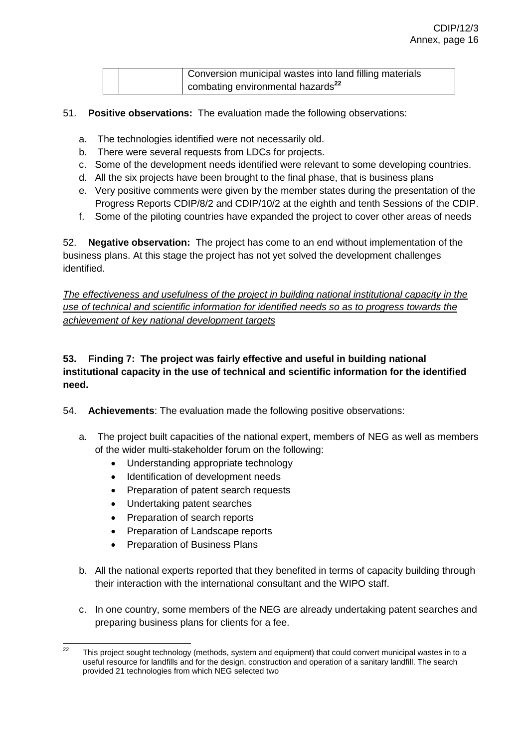| | | Conversion municipal wastes into land filling materials combating environmental hazards[22] |
|---|---|---|

51. **Positive observations:** The evaluation made the following observations:

a. The technologies identified were not necessarily old.
b. There were several requests from LDCs for projects.
c. Some of the development needs identified were relevant to some developing countries.
d. All the six projects have been brought to the final phase, that is business plans
e. Very positive comments were given by the member states during the presentation of the Progress Reports CDIP/8/2 and CDIP/10/2 at the eighth and tenth Sessions of the CDIP.
f. Some of the piloting countries have expanded the project to cover other areas of needs

52. **Negative observation:** The project has come to an end without implementation of the business plans. At this stage the project has not yet solved the development challenges identified.

*The effectiveness and usefulness of the project in building national institutional capacity in the use of technical and scientific information for identified needs so as to progress towards the achievement of key national development targets*

**53. Finding 7: The project was fairly effective and useful in building national institutional capacity in the use of technical and scientific information for the identified need.**

54. **Achievements**: The evaluation made the following positive observations:

a. The project built capacities of the national expert, members of NEG as well as members of the wider multi-stakeholder forum on the following:
   - Understanding appropriate technology
   - Identification of development needs
   - Preparation of patent search requests
   - Undertaking patent searches
   - Preparation of search reports
   - Preparation of Landscape reports
   - Preparation of Business Plans

b. All the national experts reported that they benefited in terms of capacity building through their interaction with the international consultant and the WIPO staff.

c. In one country, some members of the NEG are already undertaking patent searches and preparing business plans for clients for a fee.

---

[22] This project sought technology (methods, system and equipment) that could convert municipal wastes in to a useful resource for landfills and for the design, construction and operation of a sanitary landfill. The search provided 21 technologies from which NEG selected two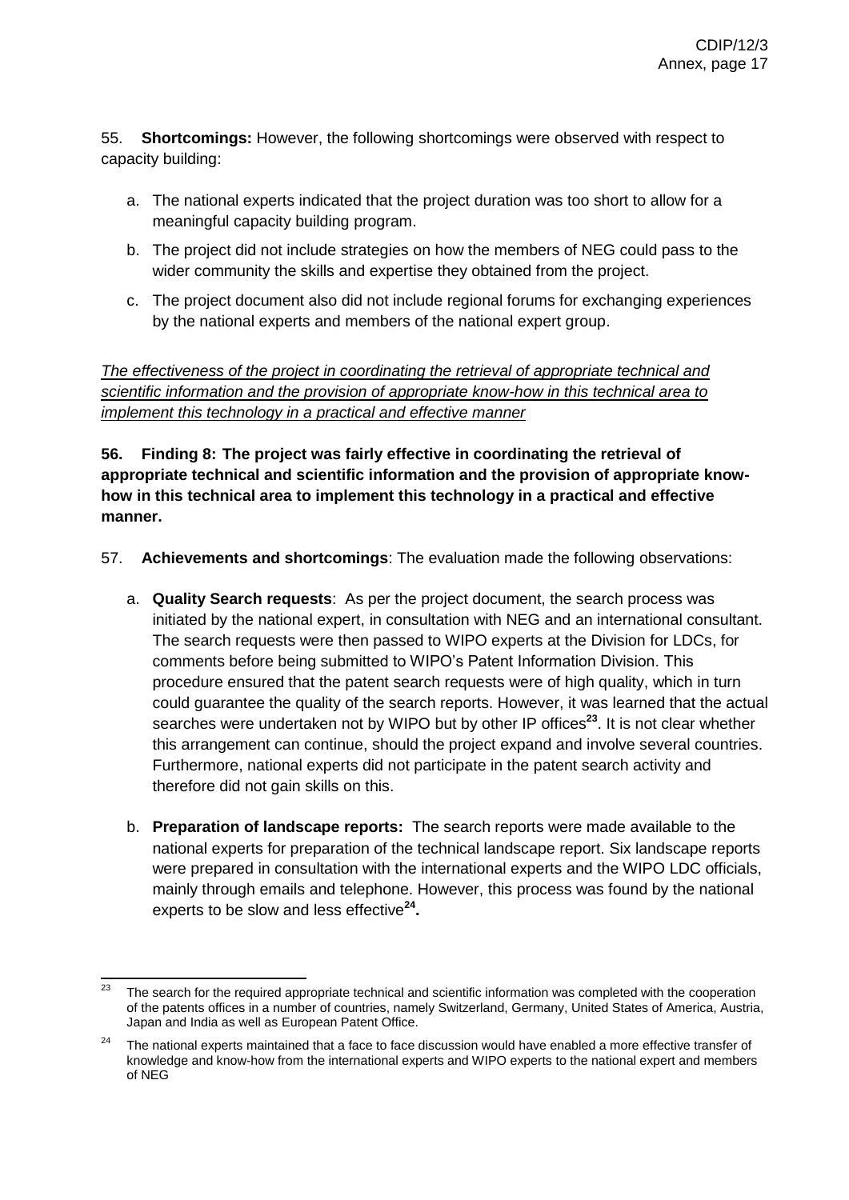55. **Shortcomings:** However, the following shortcomings were observed with respect to capacity building:

a. The national experts indicated that the project duration was too short to allow for a meaningful capacity building program.

b. The project did not include strategies on how the members of NEG could pass to the wider community the skills and expertise they obtained from the project.

c. The project document also did not include regional forums for exchanging experiences by the national experts and members of the national expert group.

*The effectiveness of the project in coordinating the retrieval of appropriate technical and scientific information and the provision of appropriate know-how in this technical area to implement this technology in a practical and effective manner*

**56. Finding 8: The project was fairly effective in coordinating the retrieval of appropriate technical and scientific information and the provision of appropriate know-how in this technical area to implement this technology in a practical and effective manner.**

57. **Achievements and shortcomings**: The evaluation made the following observations:

a. **Quality Search requests**: As per the project document, the search process was initiated by the national expert, in consultation with NEG and an international consultant. The search requests were then passed to WIPO experts at the Division for LDCs, for comments before being submitted to WIPO's Patent Information Division. This procedure ensured that the patent search requests were of high quality, which in turn could guarantee the quality of the search reports. However, it was learned that the actual searches were undertaken not by WIPO but by other IP offices[23]. It is not clear whether this arrangement can continue, should the project expand and involve several countries. Furthermore, national experts did not participate in the patent search activity and therefore did not gain skills on this.

b. **Preparation of landscape reports:** The search reports were made available to the national experts for preparation of the technical landscape report. Six landscape reports were prepared in consultation with the international experts and the WIPO LDC officials, mainly through emails and telephone. However, this process was found by the national experts to be slow and less effective[24]**.**

---

[23] The search for the required appropriate technical and scientific information was completed with the cooperation of the patents offices in a number of countries, namely Switzerland, Germany, United States of America, Austria, Japan and India as well as European Patent Office.

[24] The national experts maintained that a face to face discussion would have enabled a more effective transfer of knowledge and know-how from the international experts and WIPO experts to the national expert and members of NEG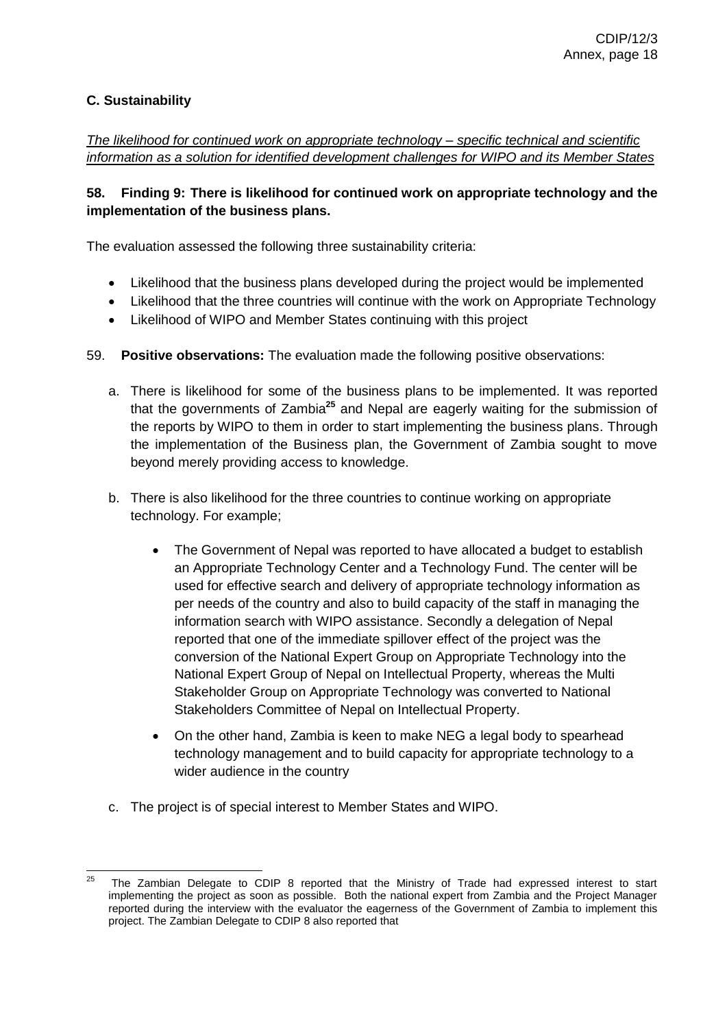**C. Sustainability**

_The likelihood for continued work on appropriate technology – specific technical and scientific information as a solution for identified development challenges for WIPO and its Member States_

**58. Finding 9: There is likelihood for continued work on appropriate technology and the implementation of the business plans.**

The evaluation assessed the following three sustainability criteria:

- Likelihood that the business plans developed during the project would be implemented
- Likelihood that the three countries will continue with the work on Appropriate Technology
- Likelihood of WIPO and Member States continuing with this project

59. **Positive observations:** The evaluation made the following positive observations:

a. There is likelihood for some of the business plans to be implemented. It was reported that the governments of Zambia[25] and Nepal are eagerly waiting for the submission of the reports by WIPO to them in order to start implementing the business plans. Through the implementation of the Business plan, the Government of Zambia sought to move beyond merely providing access to knowledge.

b. There is also likelihood for the three countries to continue working on appropriate technology. For example;

   - The Government of Nepal was reported to have allocated a budget to establish an Appropriate Technology Center and a Technology Fund. The center will be used for effective search and delivery of appropriate technology information as per needs of the country and also to build capacity of the staff in managing the information search with WIPO assistance. Secondly a delegation of Nepal reported that one of the immediate spillover effect of the project was the conversion of the National Expert Group on Appropriate Technology into the National Expert Group of Nepal on Intellectual Property, whereas the Multi Stakeholder Group on Appropriate Technology was converted to National Stakeholders Committee of Nepal on Intellectual Property.
   - On the other hand, Zambia is keen to make NEG a legal body to spearhead technology management and to build capacity for appropriate technology to a wider audience in the country

c. The project is of special interest to Member States and WIPO.

---

[25] The Zambian Delegate to CDIP 8 reported that the Ministry of Trade had expressed interest to start implementing the project as soon as possible. Both the national expert from Zambia and the Project Manager reported during the interview with the evaluator the eagerness of the Government of Zambia to implement this project. The Zambian Delegate to CDIP 8 also reported that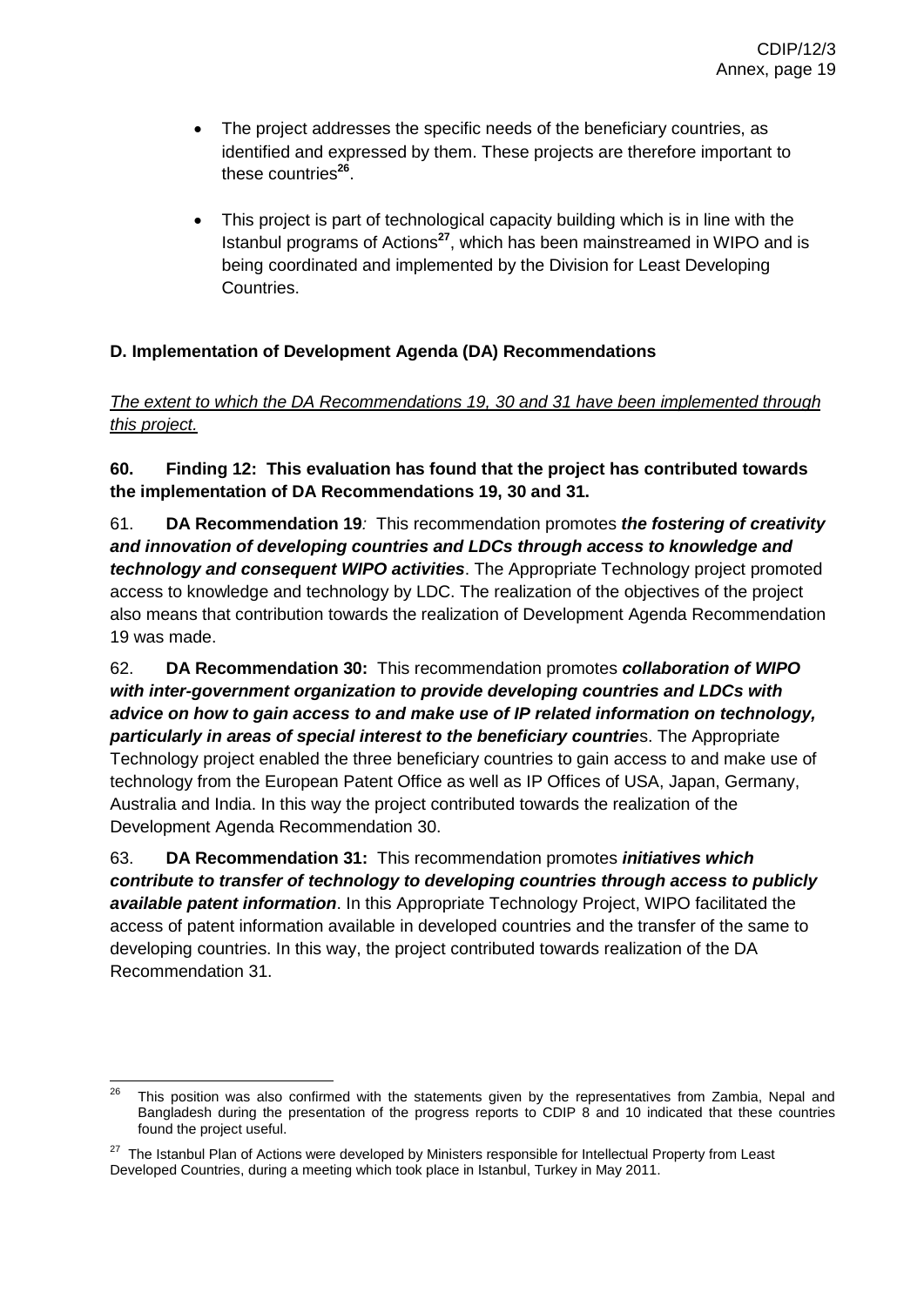- The project addresses the specific needs of the beneficiary countries, as identified and expressed by them. These projects are therefore important to these countries[26].

- This project is part of technological capacity building which is in line with the Istanbul programs of Actions[27], which has been mainstreamed in WIPO and is being coordinated and implemented by the Division for Least Developing Countries.

### D. Implementation of Development Agenda (DA) Recommendations

*The extent to which the DA Recommendations 19, 30 and 31 have been implemented through this project.*

60. **Finding 12: This evaluation has found that the project has contributed towards the implementation of DA Recommendations 19, 30 and 31.**

61. **DA Recommendation 19***:* This recommendation promotes ***the fostering of creativity and innovation of developing countries and LDCs through access to knowledge and technology and consequent WIPO activities***. The Appropriate Technology project promoted access to knowledge and technology by LDC. The realization of the objectives of the project also means that contribution towards the realization of Development Agenda Recommendation 19 was made.

62. **DA Recommendation 30:** This recommendation promotes ***collaboration of WIPO with inter-government organization to provide developing countries and LDCs with advice on how to gain access to and make use of IP related information on technology, particularly in areas of special interest to the beneficiary countrie***s. The Appropriate Technology project enabled the three beneficiary countries to gain access to and make use of technology from the European Patent Office as well as IP Offices of USA, Japan, Germany, Australia and India. In this way the project contributed towards the realization of the Development Agenda Recommendation 30.

63. **DA Recommendation 31:** This recommendation promotes ***initiatives which contribute to transfer of technology to developing countries through access to publicly available patent information***. In this Appropriate Technology Project, WIPO facilitated the access of patent information available in developed countries and the transfer of the same to developing countries. In this way, the project contributed towards realization of the DA Recommendation 31.

---

[26] This position was also confirmed with the statements given by the representatives from Zambia, Nepal and Bangladesh during the presentation of the progress reports to CDIP 8 and 10 indicated that these countries found the project useful.

[27] The Istanbul Plan of Actions were developed by Ministers responsible for Intellectual Property from Least Developed Countries, during a meeting which took place in Istanbul, Turkey in May 2011.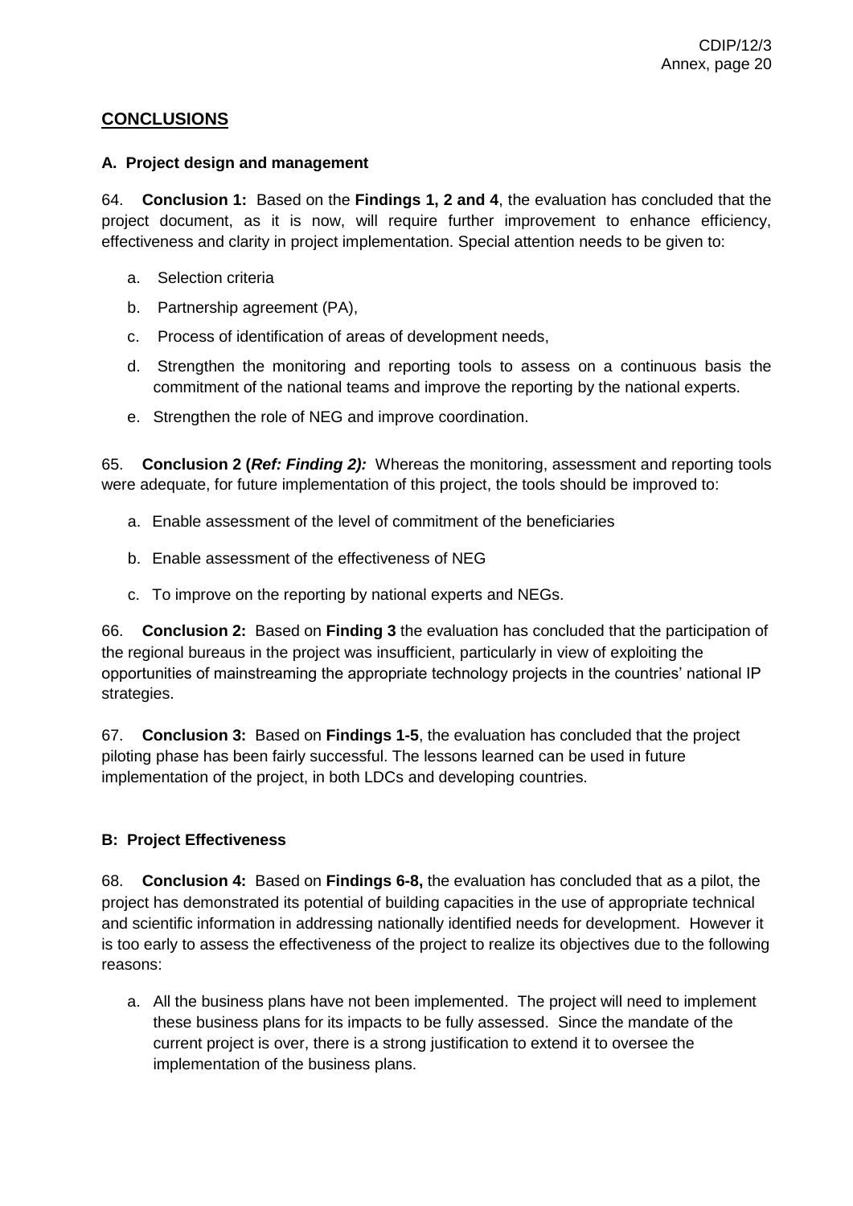## CONCLUSIONS

### A. Project design and management

64. **Conclusion 1:** Based on the **Findings 1, 2 and 4**, the evaluation has concluded that the project document, as it is now, will require further improvement to enhance efficiency, effectiveness and clarity in project implementation. Special attention needs to be given to:

   a. Selection criteria

   b. Partnership agreement (PA),

   c. Process of identification of areas of development needs,

   d. Strengthen the monitoring and reporting tools to assess on a continuous basis the commitment of the national teams and improve the reporting by the national experts.

   e. Strengthen the role of NEG and improve coordination.

65. **Conclusion 2 (*Ref: Finding 2):*** Whereas the monitoring, assessment and reporting tools were adequate, for future implementation of this project, the tools should be improved to:

   a. Enable assessment of the level of commitment of the beneficiaries

   b. Enable assessment of the effectiveness of NEG

   c. To improve on the reporting by national experts and NEGs.

66. **Conclusion 2:** Based on **Finding 3** the evaluation has concluded that the participation of the regional bureaus in the project was insufficient, particularly in view of exploiting the opportunities of mainstreaming the appropriate technology projects in the countries' national IP strategies.

67. **Conclusion 3:** Based on **Findings 1-5**, the evaluation has concluded that the project piloting phase has been fairly successful. The lessons learned can be used in future implementation of the project, in both LDCs and developing countries.

### B: Project Effectiveness

68. **Conclusion 4:** Based on **Findings 6-8,** the evaluation has concluded that as a pilot, the project has demonstrated its potential of building capacities in the use of appropriate technical and scientific information in addressing nationally identified needs for development. However it is too early to assess the effectiveness of the project to realize its objectives due to the following reasons:

   a. All the business plans have not been implemented. The project will need to implement these business plans for its impacts to be fully assessed. Since the mandate of the current project is over, there is a strong justification to extend it to oversee the implementation of the business plans.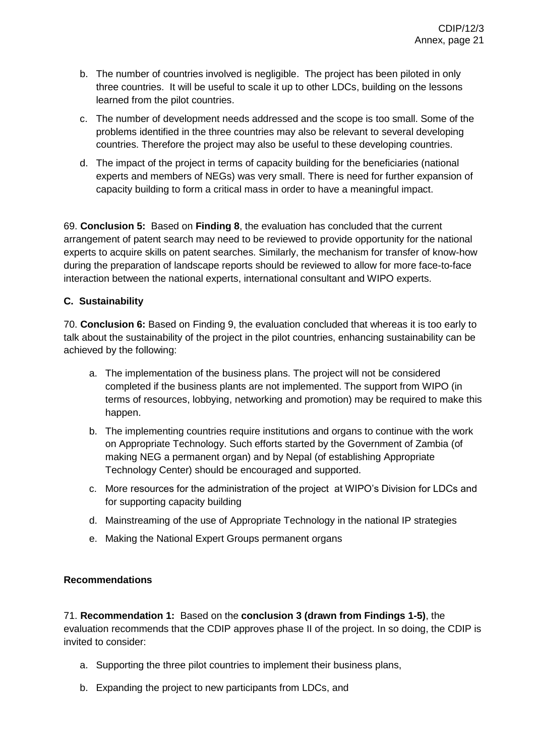b. The number of countries involved is negligible. The project has been piloted in only three countries. It will be useful to scale it up to other LDCs, building on the lessons learned from the pilot countries.

c. The number of development needs addressed and the scope is too small. Some of the problems identified in the three countries may also be relevant to several developing countries. Therefore the project may also be useful to these developing countries.

d. The impact of the project in terms of capacity building for the beneficiaries (national experts and members of NEGs) was very small. There is need for further expansion of capacity building to form a critical mass in order to have a meaningful impact.

69. **Conclusion 5:** Based on **Finding 8**, the evaluation has concluded that the current arrangement of patent search may need to be reviewed to provide opportunity for the national experts to acquire skills on patent searches. Similarly, the mechanism for transfer of know-how during the preparation of landscape reports should be reviewed to allow for more face-to-face interaction between the national experts, international consultant and WIPO experts.

### C. Sustainability

70. **Conclusion 6:** Based on Finding 9, the evaluation concluded that whereas it is too early to talk about the sustainability of the project in the pilot countries, enhancing sustainability can be achieved by the following:

a. The implementation of the business plans. The project will not be considered completed if the business plants are not implemented. The support from WIPO (in terms of resources, lobbying, networking and promotion) may be required to make this happen.

b. The implementing countries require institutions and organs to continue with the work on Appropriate Technology. Such efforts started by the Government of Zambia (of making NEG a permanent organ) and by Nepal (of establishing Appropriate Technology Center) should be encouraged and supported.

c. More resources for the administration of the project at WIPO's Division for LDCs and for supporting capacity building

d. Mainstreaming of the use of Appropriate Technology in the national IP strategies

e. Making the National Expert Groups permanent organs

### Recommendations

71. **Recommendation 1:** Based on the **conclusion 3 (drawn from Findings 1-5)**, the evaluation recommends that the CDIP approves phase II of the project. In so doing, the CDIP is invited to consider:

a. Supporting the three pilot countries to implement their business plans,

b. Expanding the project to new participants from LDCs, and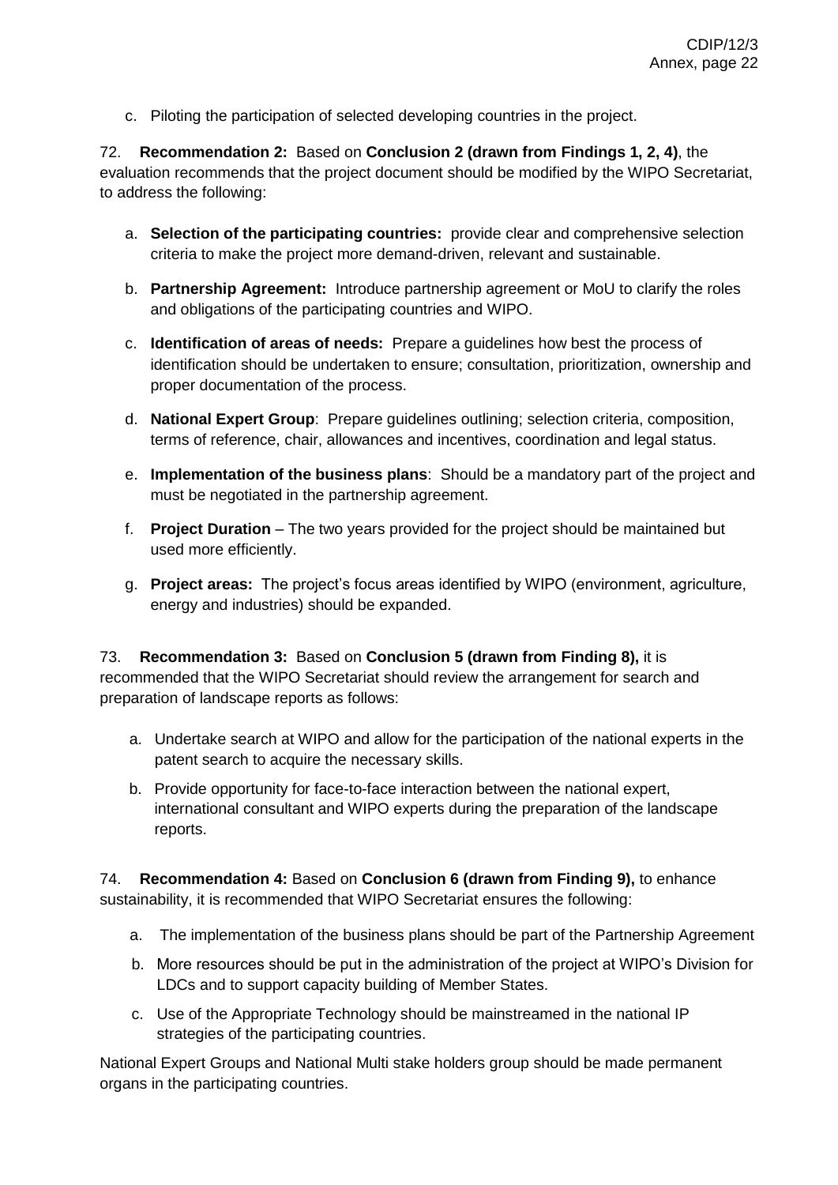c. Piloting the participation of selected developing countries in the project.

72. **Recommendation 2:** Based on **Conclusion 2 (drawn from Findings 1, 2, 4)**, the evaluation recommends that the project document should be modified by the WIPO Secretariat, to address the following:

a. **Selection of the participating countries:** provide clear and comprehensive selection criteria to make the project more demand-driven, relevant and sustainable.

b. **Partnership Agreement:** Introduce partnership agreement or MoU to clarify the roles and obligations of the participating countries and WIPO.

c. **Identification of areas of needs:** Prepare a guidelines how best the process of identification should be undertaken to ensure; consultation, prioritization, ownership and proper documentation of the process.

d. **National Expert Group**: Prepare guidelines outlining; selection criteria, composition, terms of reference, chair, allowances and incentives, coordination and legal status.

e. **Implementation of the business plans**: Should be a mandatory part of the project and must be negotiated in the partnership agreement.

f. **Project Duration** – The two years provided for the project should be maintained but used more efficiently.

g. **Project areas:** The project's focus areas identified by WIPO (environment, agriculture, energy and industries) should be expanded.

73. **Recommendation 3:** Based on **Conclusion 5 (drawn from Finding 8),** it is recommended that the WIPO Secretariat should review the arrangement for search and preparation of landscape reports as follows:

a. Undertake search at WIPO and allow for the participation of the national experts in the patent search to acquire the necessary skills.

b. Provide opportunity for face-to-face interaction between the national expert, international consultant and WIPO experts during the preparation of the landscape reports.

74. **Recommendation 4:** Based on **Conclusion 6 (drawn from Finding 9),** to enhance sustainability, it is recommended that WIPO Secretariat ensures the following:

a. The implementation of the business plans should be part of the Partnership Agreement

b. More resources should be put in the administration of the project at WIPO's Division for LDCs and to support capacity building of Member States.

c. Use of the Appropriate Technology should be mainstreamed in the national IP strategies of the participating countries.

National Expert Groups and National Multi stake holders group should be made permanent organs in the participating countries.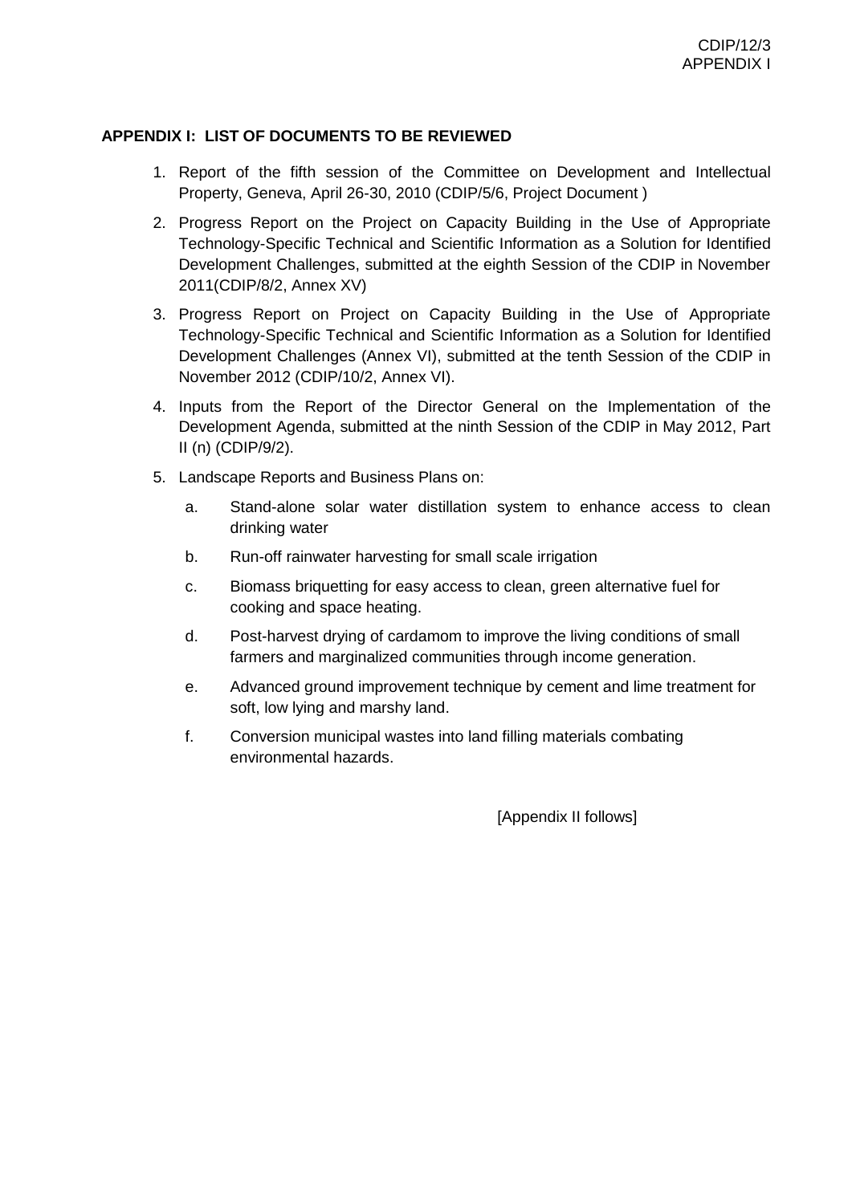**APPENDIX I: LIST OF DOCUMENTS TO BE REVIEWED**

1. Report of the fifth session of the Committee on Development and Intellectual Property, Geneva, April 26-30, 2010 (CDIP/5/6, Project Document )
2. Progress Report on the Project on Capacity Building in the Use of Appropriate Technology-Specific Technical and Scientific Information as a Solution for Identified Development Challenges, submitted at the eighth Session of the CDIP in November 2011(CDIP/8/2, Annex XV)
3. Progress Report on Project on Capacity Building in the Use of Appropriate Technology-Specific Technical and Scientific Information as a Solution for Identified Development Challenges (Annex VI), submitted at the tenth Session of the CDIP in November 2012 (CDIP/10/2, Annex VI).
4. Inputs from the Report of the Director General on the Implementation of the Development Agenda, submitted at the ninth Session of the CDIP in May 2012, Part II (n) (CDIP/9/2).
5. Landscape Reports and Business Plans on:
   a. Stand-alone solar water distillation system to enhance access to clean drinking water
   b. Run-off rainwater harvesting for small scale irrigation
   c. Biomass briquetting for easy access to clean, green alternative fuel for cooking and space heating.
   d. Post-harvest drying of cardamom to improve the living conditions of small farmers and marginalized communities through income generation.
   e. Advanced ground improvement technique by cement and lime treatment for soft, low lying and marshy land.
   f. Conversion municipal wastes into land filling materials combating environmental hazards.

[Appendix II follows]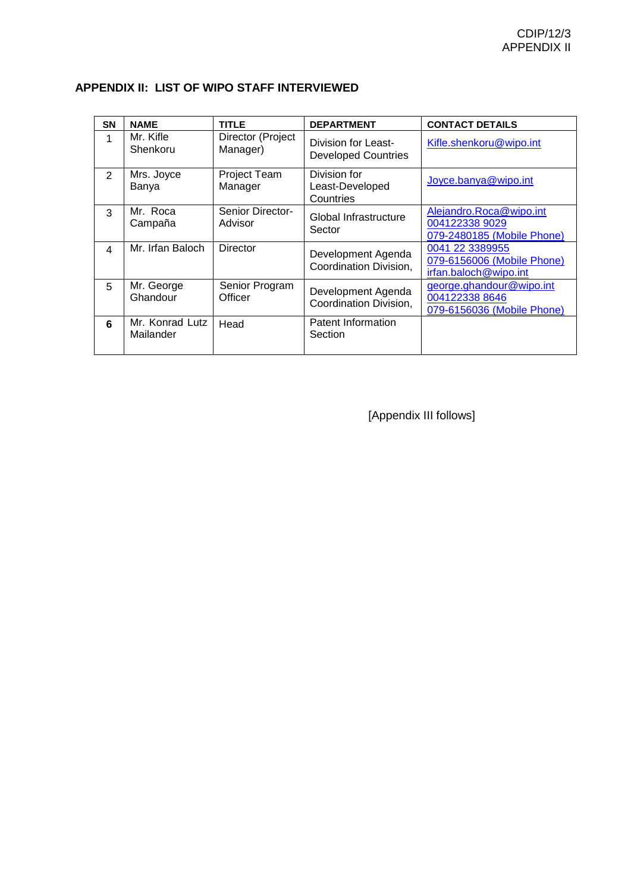## APPENDIX II: LIST OF WIPO STAFF INTERVIEWED

| SN | NAME | TITLE | DEPARTMENT | CONTACT DETAILS |
|---|---|---|---|---|
| 1 | Mr. Kifle Shenkoru | Director (Project Manager) | Division for Least-Developed Countries | Kifle.shenkoru@wipo.int |
| 2 | Mrs. Joyce Banya | Project Team Manager | Division for Least-Developed Countries | Joyce.banya@wipo.int |
| 3 | Mr. Roca Campaña | Senior Director-Advisor | Global Infrastructure Sector | Alejandro.Roca@wipo.int<br>004122338 9029<br>079-2480185 (Mobile Phone) |
| 4 | Mr. Irfan Baloch | Director | Development Agenda Coordination Division, | 0041 22 3389955<br>079-6156006 (Mobile Phone)<br>irfan.baloch@wipo.int |
| 5 | Mr. George Ghandour | Senior Program Officer | Development Agenda Coordination Division, | george.ghandour@wipo.int<br>004122338 8646<br>079-6156036 (Mobile Phone) |
| **6** | Mr. Konrad Lutz Mailander | Head | Patent Information Section | |

[Appendix III follows]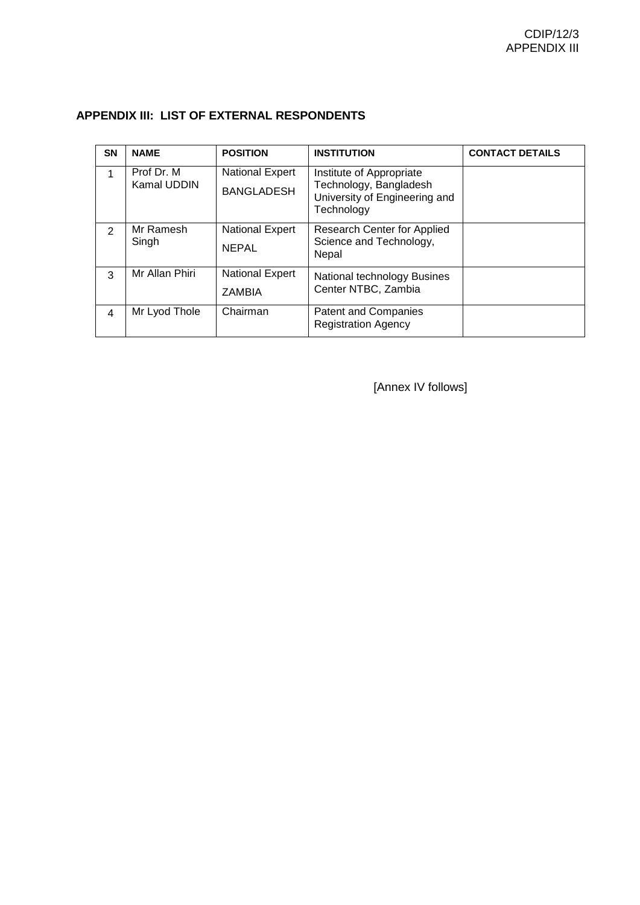## APPENDIX III: LIST OF EXTERNAL RESPONDENTS

| SN | NAME | POSITION | INSTITUTION | CONTACT DETAILS |
|---|---|---|---|---|
| 1 | Prof Dr. M Kamal UDDIN | National Expert BANGLADESH | Institute of Appropriate Technology, Bangladesh University of Engineering and Technology | |
| 2 | Mr Ramesh Singh | National Expert NEPAL | Research Center for Applied Science and Technology, Nepal | |
| 3 | Mr Allan Phiri | National Expert ZAMBIA | National technology Busines Center NTBC, Zambia | |
| 4 | Mr Lyod Thole | Chairman | Patent and Companies Registration Agency | |

[Annex IV follows]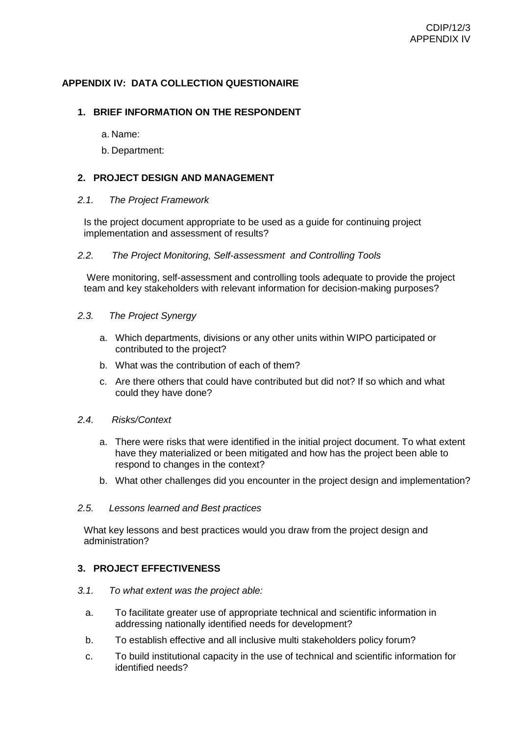# APPENDIX IV: DATA COLLECTION QUESTIONAIRE

## 1. BRIEF INFORMATION ON THE RESPONDENT

a. Name:

b. Department:

## 2. PROJECT DESIGN AND MANAGEMENT

*2.1. The Project Framework*

Is the project document appropriate to be used as a guide for continuing project implementation and assessment of results?

*2.2. The Project Monitoring, Self-assessment and Controlling Tools*

Were monitoring, self-assessment and controlling tools adequate to provide the project team and key stakeholders with relevant information for decision-making purposes?

*2.3. The Project Synergy*

a. Which departments, divisions or any other units within WIPO participated or contributed to the project?

b. What was the contribution of each of them?

c. Are there others that could have contributed but did not? If so which and what could they have done?

*2.4. Risks/Context*

a. There were risks that were identified in the initial project document. To what extent have they materialized or been mitigated and how has the project been able to respond to changes in the context?

b. What other challenges did you encounter in the project design and implementation?

*2.5. Lessons learned and Best practices*

What key lessons and best practices would you draw from the project design and administration?

## 3. PROJECT EFFECTIVENESS

*3.1. To what extent was the project able:*

a. To facilitate greater use of appropriate technical and scientific information in addressing nationally identified needs for development?

b. To establish effective and all inclusive multi stakeholders policy forum?

c. To build institutional capacity in the use of technical and scientific information for identified needs?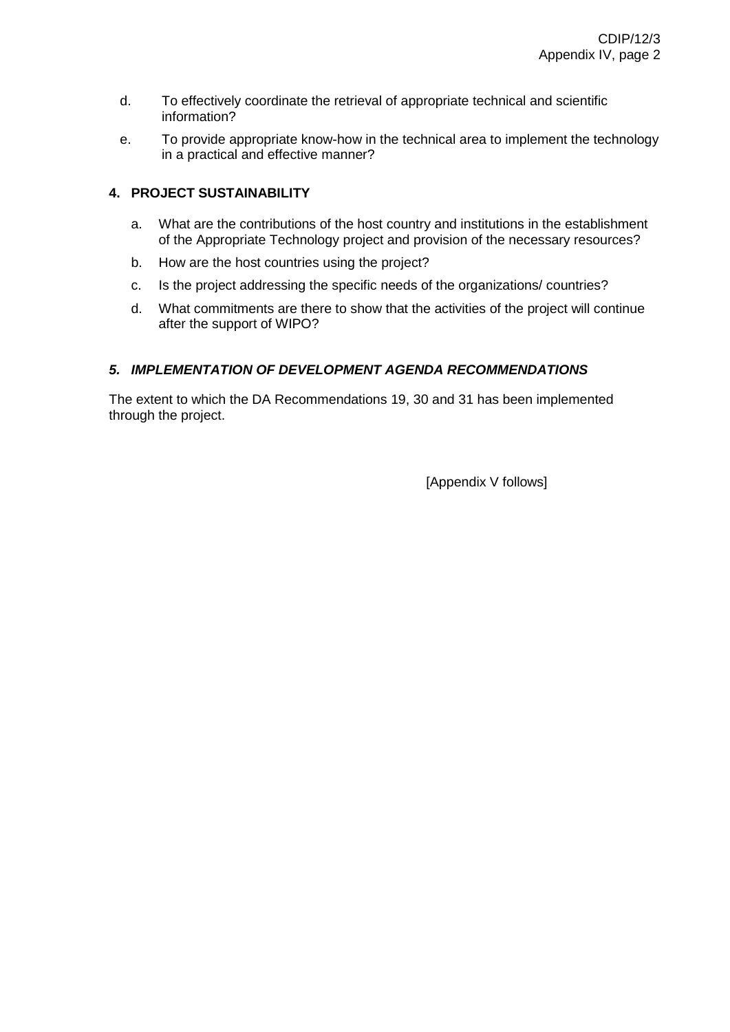d. To effectively coordinate the retrieval of appropriate technical and scientific information?

e. To provide appropriate know-how in the technical area to implement the technology in a practical and effective manner?

**4. PROJECT SUSTAINABILITY**

a. What are the contributions of the host country and institutions in the establishment of the Appropriate Technology project and provision of the necessary resources?

b. How are the host countries using the project?

c. Is the project addressing the specific needs of the organizations/ countries?

d. What commitments are there to show that the activities of the project will continue after the support of WIPO?

***5. IMPLEMENTATION OF DEVELOPMENT AGENDA RECOMMENDATIONS***

The extent to which the DA Recommendations 19, 30 and 31 has been implemented through the project.

[Appendix V follows]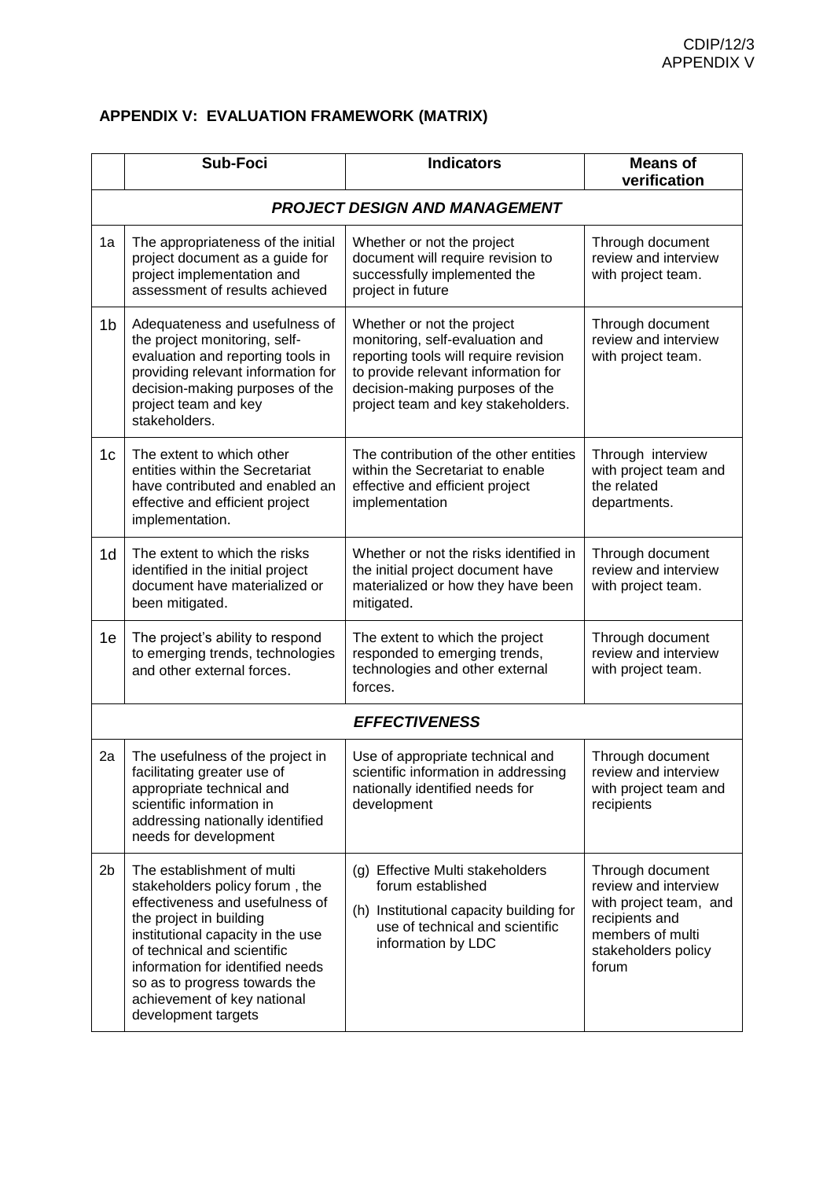## APPENDIX V: EVALUATION FRAMEWORK (MATRIX)

| | Sub-Foci | Indicators | Means of verification |
|---|---|---|---|
| | ***PROJECT DESIGN AND MANAGEMENT*** | | |
| 1a | The appropriateness of the initial project document as a guide for project implementation and assessment of results achieved | Whether or not the project document will require revision to successfully implemented the project in future | Through document review and interview with project team. |
| 1b | Adequateness and usefulness of the project monitoring, self-evaluation and reporting tools in providing relevant information for decision-making purposes of the project team and key stakeholders. | Whether or not the project monitoring, self-evaluation and reporting tools will require revision to provide relevant information for decision-making purposes of the project team and key stakeholders. | Through document review and interview with project team. |
| 1c | The extent to which other entities within the Secretariat have contributed and enabled an effective and efficient project implementation. | The contribution of the other entities within the Secretariat to enable effective and efficient project implementation | Through interview with project team and the related departments. |
| 1d | The extent to which the risks identified in the initial project document have materialized or been mitigated. | Whether or not the risks identified in the initial project document have materialized or how they have been mitigated. | Through document review and interview with project team. |
| 1e | The project's ability to respond to emerging trends, technologies and other external forces. | The extent to which the project responded to emerging trends, technologies and other external forces. | Through document review and interview with project team. |
| | ***EFFECTIVENESS*** | | |
| 2a | The usefulness of the project in facilitating greater use of appropriate technical and scientific information in addressing nationally identified needs for development | Use of appropriate technical and scientific information in addressing nationally identified needs for development | Through document review and interview with project team and recipients |
| 2b | The establishment of multi stakeholders policy forum , the effectiveness and usefulness of the project in building institutional capacity in the use of technical and scientific information for identified needs so as to progress towards the achievement of key national development targets | (g) Effective Multi stakeholders forum established<br>(h) Institutional capacity building for use of technical and scientific information by LDC | Through document review and interview with project team, and recipients and members of multi stakeholders policy forum |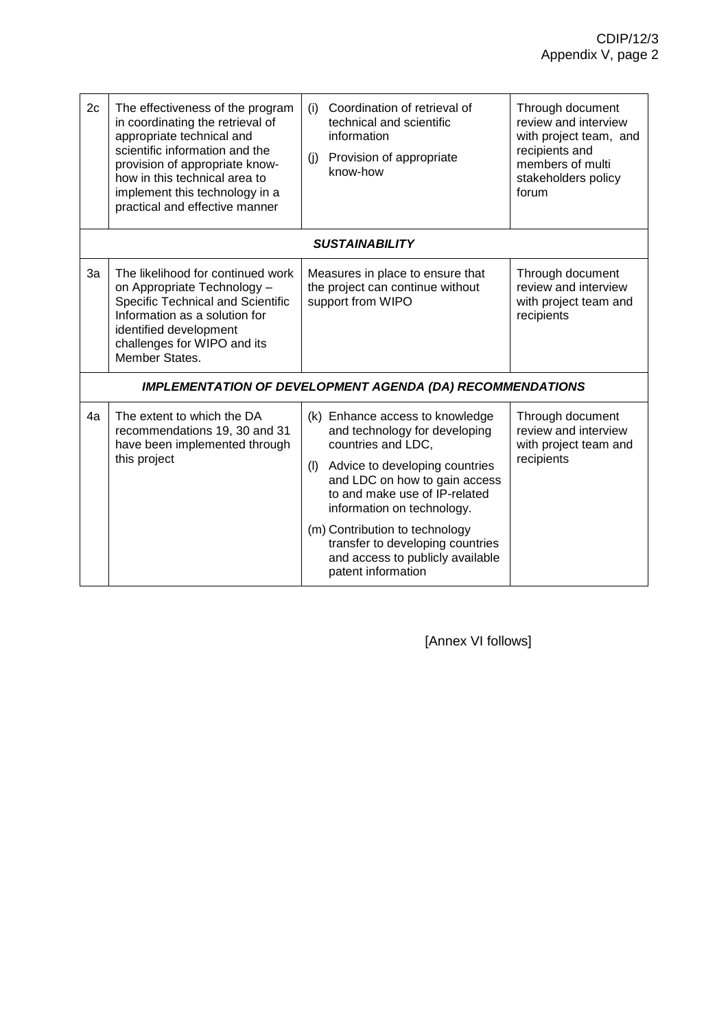| | | | |
|---|---|---|---|
| 2c | The effectiveness of the program in coordinating the retrieval of appropriate technical and scientific information and the provision of appropriate know-how in this technical area to implement this technology in a practical and effective manner | (i) Coordination of retrieval of technical and scientific information<br>(j) Provision of appropriate know-how | Through document review and interview with project team, and recipients and members of multi stakeholders policy forum |
| ***SUSTAINABILITY*** | | | |
| 3a | The likelihood for continued work on Appropriate Technology – Specific Technical and Scientific Information as a solution for identified development challenges for WIPO and its Member States. | Measures in place to ensure that the project can continue without support from WIPO | Through document review and interview with project team and recipients |
| ***IMPLEMENTATION OF DEVELOPMENT AGENDA (DA) RECOMMENDATIONS*** | | | |
| 4a | The extent to which the DA recommendations 19, 30 and 31 have been implemented through this project | (k) Enhance access to knowledge and technology for developing countries and LDC,<br>(l) Advice to developing countries and LDC on how to gain access to and make use of IP-related information on technology.<br>(m) Contribution to technology transfer to developing countries and access to publicly available patent information | Through document review and interview with project team and recipients |

[Annex VI follows]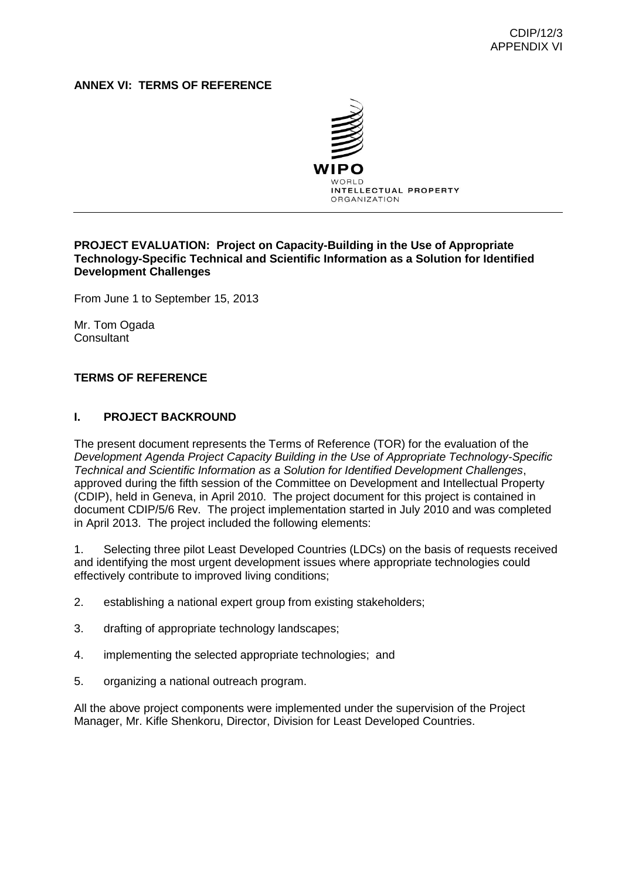**ANNEX VI: TERMS OF REFERENCE**

**PROJECT EVALUATION: Project on Capacity-Building in the Use of Appropriate Technology-Specific Technical and Scientific Information as a Solution for Identified Development Challenges**

From June 1 to September 15, 2013

Mr. Tom Ogada
Consultant

**TERMS OF REFERENCE**

**I. PROJECT BACKROUND**

The present document represents the Terms of Reference (TOR) for the evaluation of the *Development Agenda Project Capacity Building in the Use of Appropriate Technology-Specific Technical and Scientific Information as a Solution for Identified Development Challenges*, approved during the fifth session of the Committee on Development and Intellectual Property (CDIP), held in Geneva, in April 2010. The project document for this project is contained in document CDIP/5/6 Rev. The project implementation started in July 2010 and was completed in April 2013. The project included the following elements:

1. Selecting three pilot Least Developed Countries (LDCs) on the basis of requests received and identifying the most urgent development issues where appropriate technologies could effectively contribute to improved living conditions;

2. establishing a national expert group from existing stakeholders;

3. drafting of appropriate technology landscapes;

4. implementing the selected appropriate technologies; and

5. organizing a national outreach program.

All the above project components were implemented under the supervision of the Project Manager, Mr. Kifle Shenkoru, Director, Division for Least Developed Countries.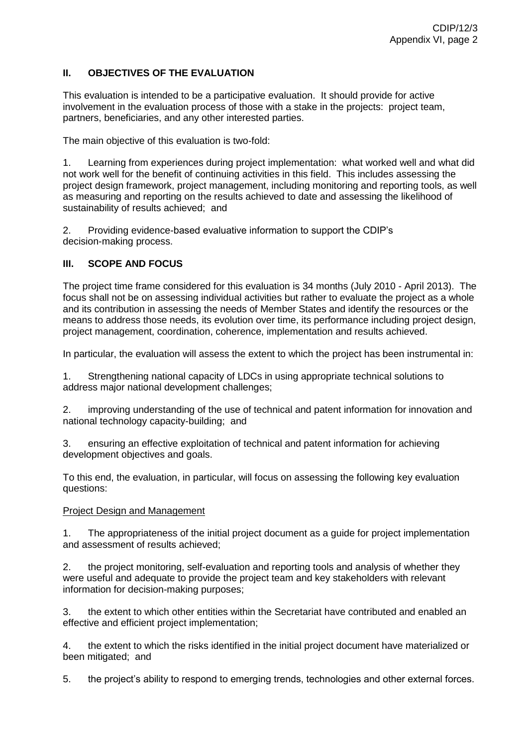## II. OBJECTIVES OF THE EVALUATION

This evaluation is intended to be a participative evaluation. It should provide for active involvement in the evaluation process of those with a stake in the projects: project team, partners, beneficiaries, and any other interested parties.

The main objective of this evaluation is two-fold:

1. Learning from experiences during project implementation: what worked well and what did not work well for the benefit of continuing activities in this field. This includes assessing the project design framework, project management, including monitoring and reporting tools, as well as measuring and reporting on the results achieved to date and assessing the likelihood of sustainability of results achieved; and

2. Providing evidence-based evaluative information to support the CDIP's decision-making process.

## III. SCOPE AND FOCUS

The project time frame considered for this evaluation is 34 months (July 2010 - April 2013). The focus shall not be on assessing individual activities but rather to evaluate the project as a whole and its contribution in assessing the needs of Member States and identify the resources or the means to address those needs, its evolution over time, its performance including project design, project management, coordination, coherence, implementation and results achieved.

In particular, the evaluation will assess the extent to which the project has been instrumental in:

1. Strengthening national capacity of LDCs in using appropriate technical solutions to address major national development challenges;

2. improving understanding of the use of technical and patent information for innovation and national technology capacity-building; and

3. ensuring an effective exploitation of technical and patent information for achieving development objectives and goals.

To this end, the evaluation, in particular, will focus on assessing the following key evaluation questions:

Project Design and Management

1. The appropriateness of the initial project document as a guide for project implementation and assessment of results achieved;

2. the project monitoring, self-evaluation and reporting tools and analysis of whether they were useful and adequate to provide the project team and key stakeholders with relevant information for decision-making purposes;

3. the extent to which other entities within the Secretariat have contributed and enabled an effective and efficient project implementation;

4. the extent to which the risks identified in the initial project document have materialized or been mitigated; and

5. the project's ability to respond to emerging trends, technologies and other external forces.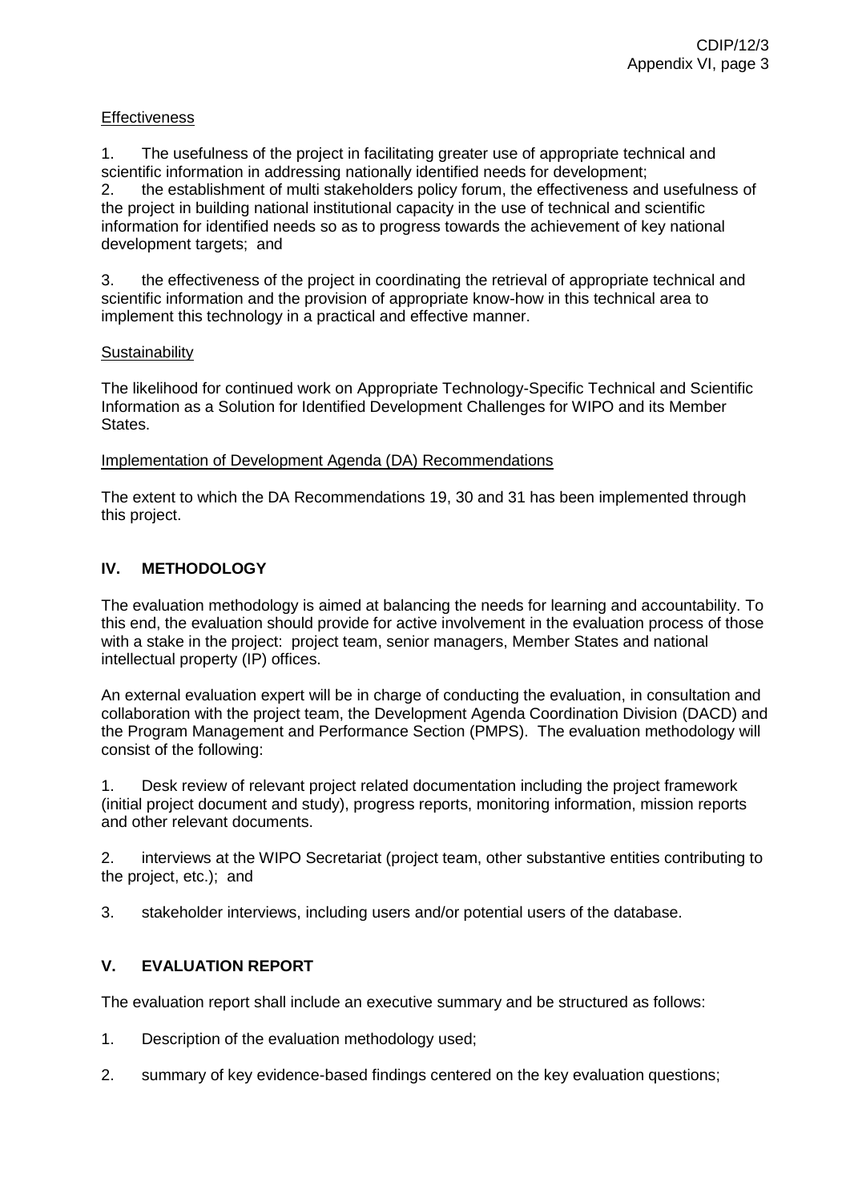Effectiveness

1. The usefulness of the project in facilitating greater use of appropriate technical and scientific information in addressing nationally identified needs for development;
2. the establishment of multi stakeholders policy forum, the effectiveness and usefulness of the project in building national institutional capacity in the use of technical and scientific information for identified needs so as to progress towards the achievement of key national development targets; and
3. the effectiveness of the project in coordinating the retrieval of appropriate technical and scientific information and the provision of appropriate know-how in this technical area to implement this technology in a practical and effective manner.

Sustainability

The likelihood for continued work on Appropriate Technology-Specific Technical and Scientific Information as a Solution for Identified Development Challenges for WIPO and its Member States.

Implementation of Development Agenda (DA) Recommendations

The extent to which the DA Recommendations 19, 30 and 31 has been implemented through this project.

## IV. METHODOLOGY

The evaluation methodology is aimed at balancing the needs for learning and accountability. To this end, the evaluation should provide for active involvement in the evaluation process of those with a stake in the project: project team, senior managers, Member States and national intellectual property (IP) offices.

An external evaluation expert will be in charge of conducting the evaluation, in consultation and collaboration with the project team, the Development Agenda Coordination Division (DACD) and the Program Management and Performance Section (PMPS). The evaluation methodology will consist of the following:

1. Desk review of relevant project related documentation including the project framework (initial project document and study), progress reports, monitoring information, mission reports and other relevant documents.
2. interviews at the WIPO Secretariat (project team, other substantive entities contributing to the project, etc.); and
3. stakeholder interviews, including users and/or potential users of the database.

## V. EVALUATION REPORT

The evaluation report shall include an executive summary and be structured as follows:

1. Description of the evaluation methodology used;
2. summary of key evidence-based findings centered on the key evaluation questions;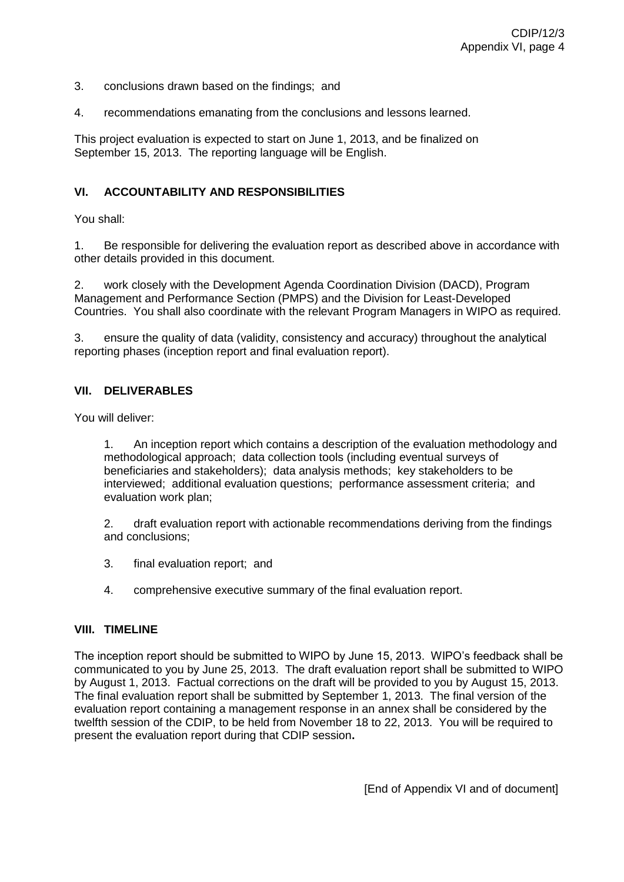3. conclusions drawn based on the findings; and

4. recommendations emanating from the conclusions and lessons learned.

This project evaluation is expected to start on June 1, 2013, and be finalized on September 15, 2013. The reporting language will be English.

## VI. ACCOUNTABILITY AND RESPONSIBILITIES

You shall:

1. Be responsible for delivering the evaluation report as described above in accordance with other details provided in this document.

2. work closely with the Development Agenda Coordination Division (DACD), Program Management and Performance Section (PMPS) and the Division for Least-Developed Countries. You shall also coordinate with the relevant Program Managers in WIPO as required.

3. ensure the quality of data (validity, consistency and accuracy) throughout the analytical reporting phases (inception report and final evaluation report).

## VII. DELIVERABLES

You will deliver:

1. An inception report which contains a description of the evaluation methodology and methodological approach; data collection tools (including eventual surveys of beneficiaries and stakeholders); data analysis methods; key stakeholders to be interviewed; additional evaluation questions; performance assessment criteria; and evaluation work plan;

2. draft evaluation report with actionable recommendations deriving from the findings and conclusions;

3. final evaluation report; and

4. comprehensive executive summary of the final evaluation report.

## VIII. TIMELINE

The inception report should be submitted to WIPO by June 15, 2013. WIPO's feedback shall be communicated to you by June 25, 2013. The draft evaluation report shall be submitted to WIPO by August 1, 2013. Factual corrections on the draft will be provided to you by August 15, 2013. The final evaluation report shall be submitted by September 1, 2013. The final version of the evaluation report containing a management response in an annex shall be considered by the twelfth session of the CDIP, to be held from November 18 to 22, 2013. You will be required to present the evaluation report during that CDIP session**.**

[End of Appendix VI and of document]